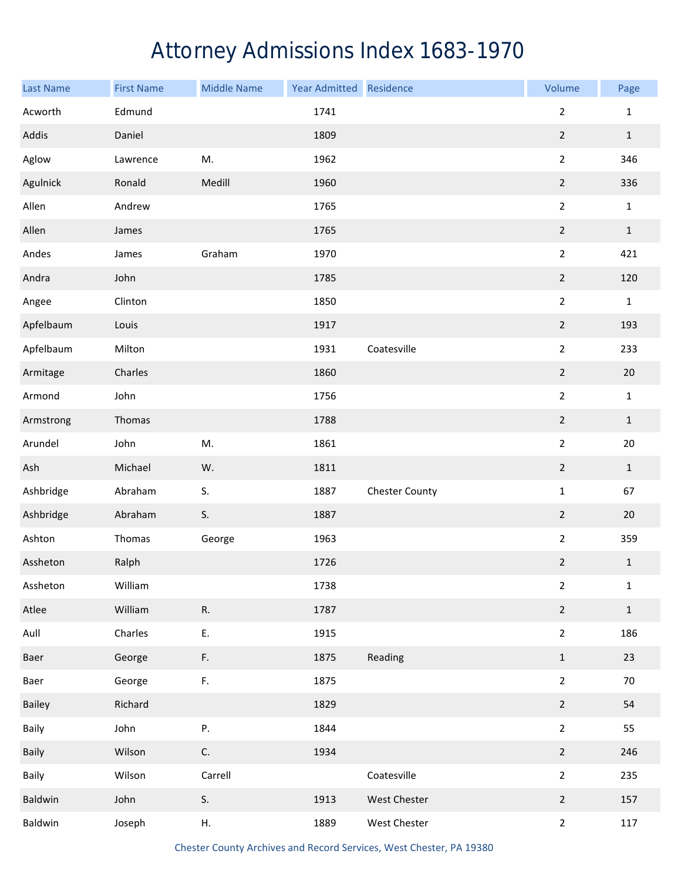# Attorney Admissions Index 1683-1970

| Last Name | First Name | Middle Name | Year Admitted | Residence | Volume | Page |
|---|---|---|---|---|---|---|
| Acworth | Edmund | | 1741 | | 2 | 1 |
| Addis | Daniel | | 1809 | | 2 | 1 |
| Aglow | Lawrence | M. | 1962 | | 2 | 346 |
| Agulnick | Ronald | Medill | 1960 | | 2 | 336 |
| Allen | Andrew | | 1765 | | 2 | 1 |
| Allen | James | | 1765 | | 2 | 1 |
| Andes | James | Graham | 1970 | | 2 | 421 |
| Andra | John | | 1785 | | 2 | 120 |
| Angee | Clinton | | 1850 | | 2 | 1 |
| Apfelbaum | Louis | | 1917 | | 2 | 193 |
| Apfelbaum | Milton | | 1931 | Coatesville | 2 | 233 |
| Armitage | Charles | | 1860 | | 2 | 20 |
| Armond | John | | 1756 | | 2 | 1 |
| Armstrong | Thomas | | 1788 | | 2 | 1 |
| Arundel | John | M. | 1861 | | 2 | 20 |
| Ash | Michael | W. | 1811 | | 2 | 1 |
| Ashbridge | Abraham | S. | 1887 | Chester County | 1 | 67 |
| Ashbridge | Abraham | S. | 1887 | | 2 | 20 |
| Ashton | Thomas | George | 1963 | | 2 | 359 |
| Assheton | Ralph | | 1726 | | 2 | 1 |
| Assheton | William | | 1738 | | 2 | 1 |
| Atlee | William | R. | 1787 | | 2 | 1 |
| Aull | Charles | E. | 1915 | | 2 | 186 |
| Baer | George | F. | 1875 | Reading | 1 | 23 |
| Baer | George | F. | 1875 | | 2 | 70 |
| Bailey | Richard | | 1829 | | 2 | 54 |
| Baily | John | P. | 1844 | | 2 | 55 |
| Baily | Wilson | C. | 1934 | | 2 | 246 |
| Baily | Wilson | Carrell | | Coatesville | 2 | 235 |
| Baldwin | John | S. | 1913 | West Chester | 2 | 157 |
| Baldwin | Joseph | H. | 1889 | West Chester | 2 | 117 |

Chester County Archives and Record Services, West Chester, PA 19380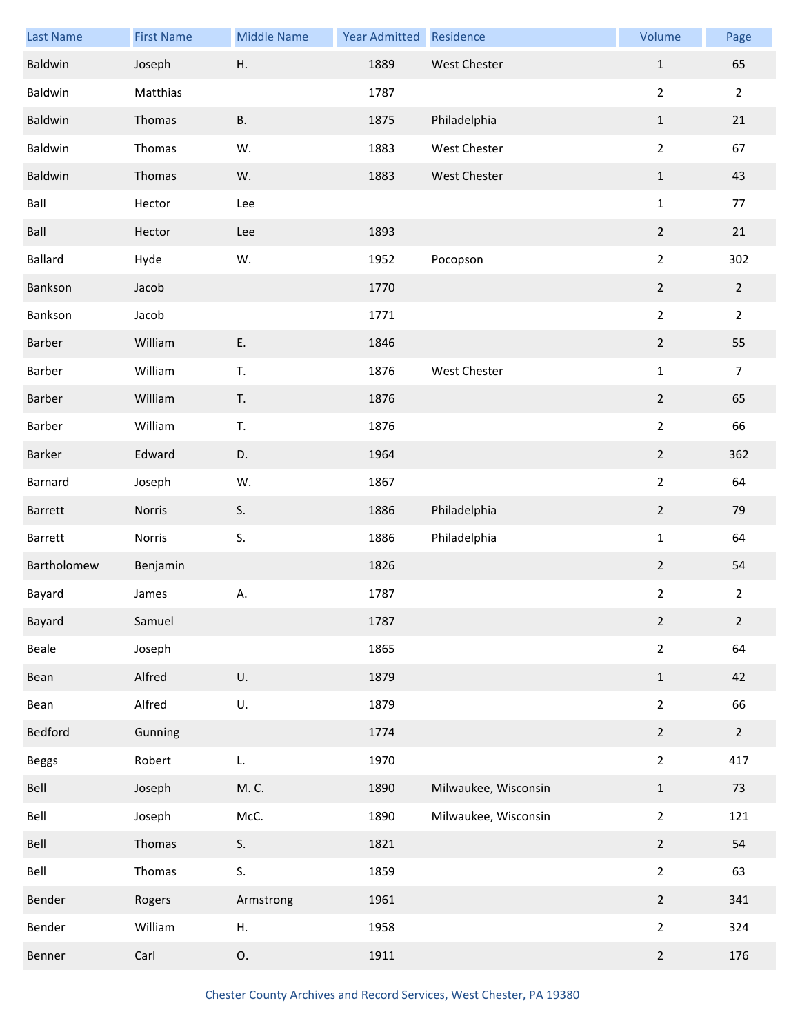| Last Name | First Name | Middle Name | Year Admitted | Residence | Volume | Page |
|---|---|---|---|---|---|---|
| Baldwin | Joseph | H. | 1889 | West Chester | 1 | 65 |
| Baldwin | Matthias | | 1787 | | 2 | 2 |
| Baldwin | Thomas | B. | 1875 | Philadelphia | 1 | 21 |
| Baldwin | Thomas | W. | 1883 | West Chester | 2 | 67 |
| Baldwin | Thomas | W. | 1883 | West Chester | 1 | 43 |
| Ball | Hector | Lee | | | 1 | 77 |
| Ball | Hector | Lee | 1893 | | 2 | 21 |
| Ballard | Hyde | W. | 1952 | Pocopson | 2 | 302 |
| Bankson | Jacob | | 1770 | | 2 | 2 |
| Bankson | Jacob | | 1771 | | 2 | 2 |
| Barber | William | E. | 1846 | | 2 | 55 |
| Barber | William | T. | 1876 | West Chester | 1 | 7 |
| Barber | William | T. | 1876 | | 2 | 65 |
| Barber | William | T. | 1876 | | 2 | 66 |
| Barker | Edward | D. | 1964 | | 2 | 362 |
| Barnard | Joseph | W. | 1867 | | 2 | 64 |
| Barrett | Norris | S. | 1886 | Philadelphia | 2 | 79 |
| Barrett | Norris | S. | 1886 | Philadelphia | 1 | 64 |
| Bartholomew | Benjamin | | 1826 | | 2 | 54 |
| Bayard | James | A. | 1787 | | 2 | 2 |
| Bayard | Samuel | | 1787 | | 2 | 2 |
| Beale | Joseph | | 1865 | | 2 | 64 |
| Bean | Alfred | U. | 1879 | | 1 | 42 |
| Bean | Alfred | U. | 1879 | | 2 | 66 |
| Bedford | Gunning | | 1774 | | 2 | 2 |
| Beggs | Robert | L. | 1970 | | 2 | 417 |
| Bell | Joseph | M. C. | 1890 | Milwaukee, Wisconsin | 1 | 73 |
| Bell | Joseph | McC. | 1890 | Milwaukee, Wisconsin | 2 | 121 |
| Bell | Thomas | S. | 1821 | | 2 | 54 |
| Bell | Thomas | S. | 1859 | | 2 | 63 |
| Bender | Rogers | Armstrong | 1961 | | 2 | 341 |
| Bender | William | H. | 1958 | | 2 | 324 |
| Benner | Carl | O. | 1911 | | 2 | 176 |

Chester County Archives and Record Services, West Chester, PA 19380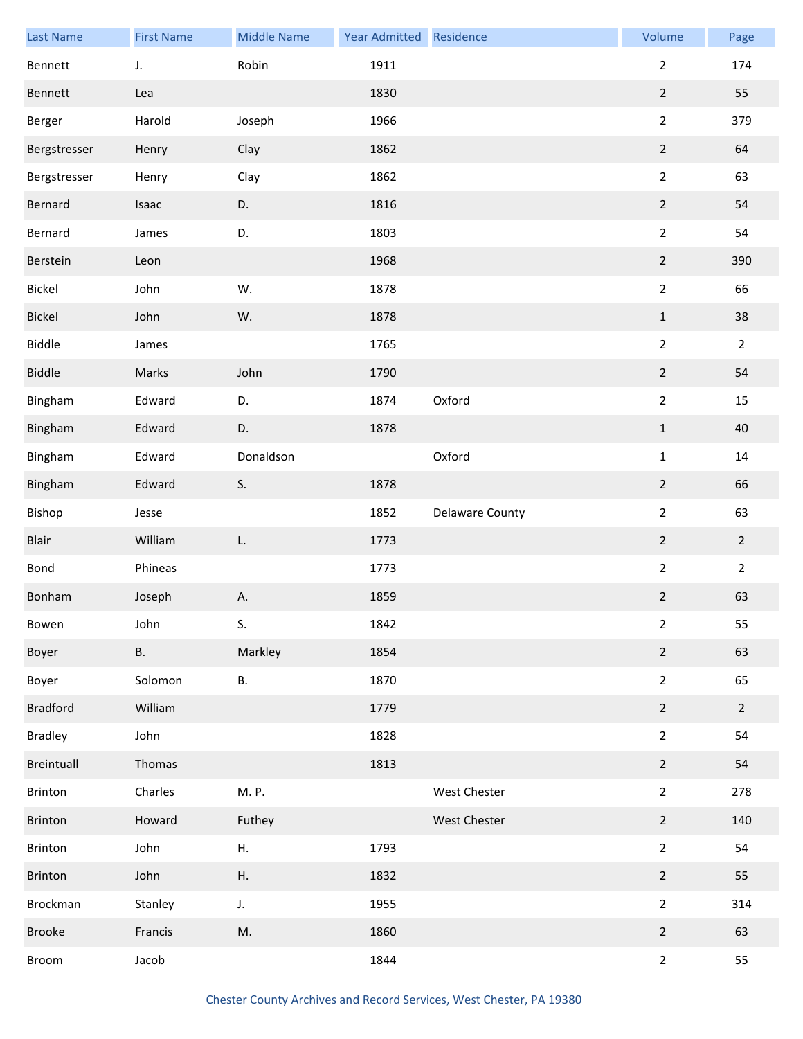| Last Name | First Name | Middle Name | Year Admitted | Residence | Volume | Page |
|---|---|---|---|---|---|---|
| Bennett | J. | Robin | 1911 | | 2 | 174 |
| Bennett | Lea | | 1830 | | 2 | 55 |
| Berger | Harold | Joseph | 1966 | | 2 | 379 |
| Bergstresser | Henry | Clay | 1862 | | 2 | 64 |
| Bergstresser | Henry | Clay | 1862 | | 2 | 63 |
| Bernard | Isaac | D. | 1816 | | 2 | 54 |
| Bernard | James | D. | 1803 | | 2 | 54 |
| Berstein | Leon | | 1968 | | 2 | 390 |
| Bickel | John | W. | 1878 | | 2 | 66 |
| Bickel | John | W. | 1878 | | 1 | 38 |
| Biddle | James | | 1765 | | 2 | 2 |
| Biddle | Marks | John | 1790 | | 2 | 54 |
| Bingham | Edward | D. | 1874 | Oxford | 2 | 15 |
| Bingham | Edward | D. | 1878 | | 1 | 40 |
| Bingham | Edward | Donaldson | | Oxford | 1 | 14 |
| Bingham | Edward | S. | 1878 | | 2 | 66 |
| Bishop | Jesse | | 1852 | Delaware County | 2 | 63 |
| Blair | William | L. | 1773 | | 2 | 2 |
| Bond | Phineas | | 1773 | | 2 | 2 |
| Bonham | Joseph | A. | 1859 | | 2 | 63 |
| Bowen | John | S. | 1842 | | 2 | 55 |
| Boyer | B. | Markley | 1854 | | 2 | 63 |
| Boyer | Solomon | B. | 1870 | | 2 | 65 |
| Bradford | William | | 1779 | | 2 | 2 |
| Bradley | John | | 1828 | | 2 | 54 |
| Breintuall | Thomas | | 1813 | | 2 | 54 |
| Brinton | Charles | M. P. | | West Chester | 2 | 278 |
| Brinton | Howard | Futhey | | West Chester | 2 | 140 |
| Brinton | John | H. | 1793 | | 2 | 54 |
| Brinton | John | H. | 1832 | | 2 | 55 |
| Brockman | Stanley | J. | 1955 | | 2 | 314 |
| Brooke | Francis | M. | 1860 | | 2 | 63 |
| Broom | Jacob | | 1844 | | 2 | 55 |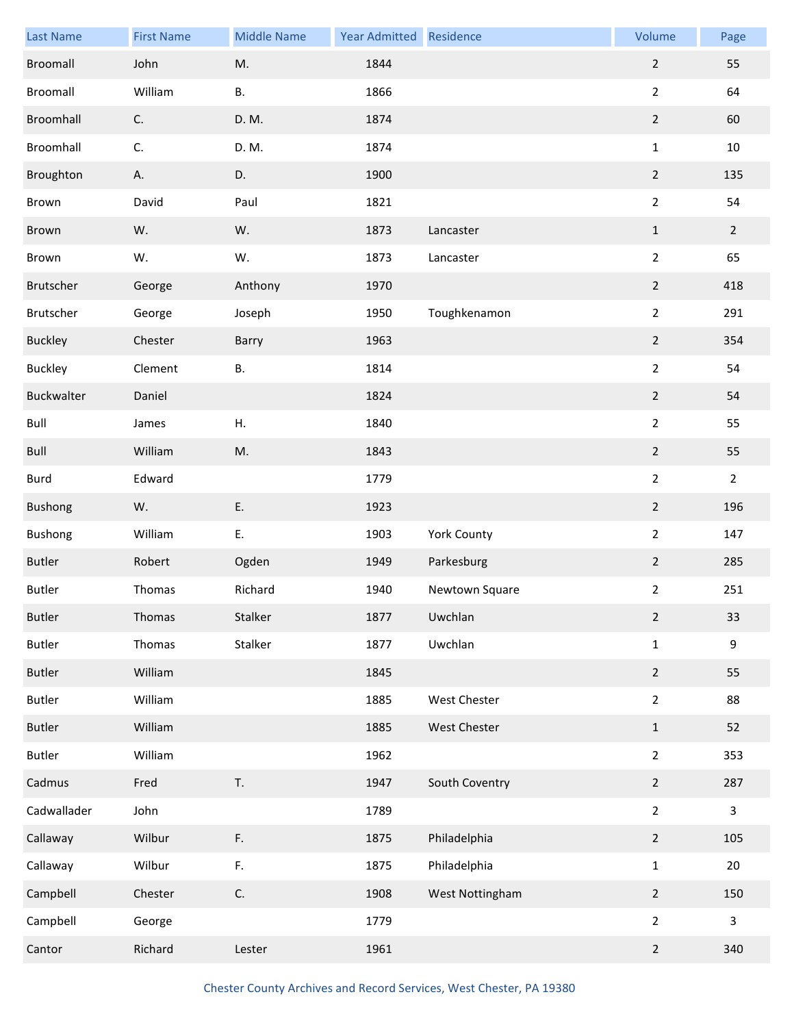| Last Name | First Name | Middle Name | Year Admitted | Residence | Volume | Page |
| --- | --- | --- | --- | --- | --- | --- |
| Broomall | John | M. | 1844 | | 2 | 55 |
| Broomall | William | B. | 1866 | | 2 | 64 |
| Broomhall | C. | D. M. | 1874 | | 2 | 60 |
| Broomhall | C. | D. M. | 1874 | | 1 | 10 |
| Broughton | A. | D. | 1900 | | 2 | 135 |
| Brown | David | Paul | 1821 | | 2 | 54 |
| Brown | W. | W. | 1873 | Lancaster | 1 | 2 |
| Brown | W. | W. | 1873 | Lancaster | 2 | 65 |
| Brutscher | George | Anthony | 1970 | | 2 | 418 |
| Brutscher | George | Joseph | 1950 | Toughkenamon | 2 | 291 |
| Buckley | Chester | Barry | 1963 | | 2 | 354 |
| Buckley | Clement | B. | 1814 | | 2 | 54 |
| Buckwalter | Daniel | | 1824 | | 2 | 54 |
| Bull | James | H. | 1840 | | 2 | 55 |
| Bull | William | M. | 1843 | | 2 | 55 |
| Burd | Edward | | 1779 | | 2 | 2 |
| Bushong | W. | E. | 1923 | | 2 | 196 |
| Bushong | William | E. | 1903 | York County | 2 | 147 |
| Butler | Robert | Ogden | 1949 | Parkesburg | 2 | 285 |
| Butler | Thomas | Richard | 1940 | Newtown Square | 2 | 251 |
| Butler | Thomas | Stalker | 1877 | Uwchlan | 2 | 33 |
| Butler | Thomas | Stalker | 1877 | Uwchlan | 1 | 9 |
| Butler | William | | 1845 | | 2 | 55 |
| Butler | William | | 1885 | West Chester | 2 | 88 |
| Butler | William | | 1885 | West Chester | 1 | 52 |
| Butler | William | | 1962 | | 2 | 353 |
| Cadmus | Fred | T. | 1947 | South Coventry | 2 | 287 |
| Cadwallader | John | | 1789 | | 2 | 3 |
| Callaway | Wilbur | F. | 1875 | Philadelphia | 2 | 105 |
| Callaway | Wilbur | F. | 1875 | Philadelphia | 1 | 20 |
| Campbell | Chester | C. | 1908 | West Nottingham | 2 | 150 |
| Campbell | George | | 1779 | | 2 | 3 |
| Cantor | Richard | Lester | 1961 | | 2 | 340 |

Chester County Archives and Record Services, West Chester, PA 19380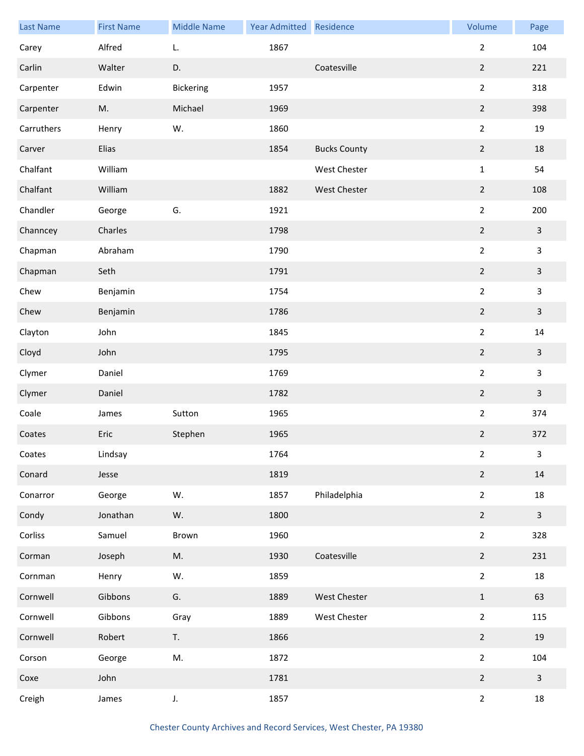| Last Name | First Name | Middle Name | Year Admitted | Residence | Volume | Page |
|---|---|---|---|---|---|---|
| Carey | Alfred | L. | 1867 | | 2 | 104 |
| Carlin | Walter | D. | | Coatesville | 2 | 221 |
| Carpenter | Edwin | Bickering | 1957 | | 2 | 318 |
| Carpenter | M. | Michael | 1969 | | 2 | 398 |
| Carruthers | Henry | W. | 1860 | | 2 | 19 |
| Carver | Elias | | 1854 | Bucks County | 2 | 18 |
| Chalfant | William | | | West Chester | 1 | 54 |
| Chalfant | William | | 1882 | West Chester | 2 | 108 |
| Chandler | George | G. | 1921 | | 2 | 200 |
| Channcey | Charles | | 1798 | | 2 | 3 |
| Chapman | Abraham | | 1790 | | 2 | 3 |
| Chapman | Seth | | 1791 | | 2 | 3 |
| Chew | Benjamin | | 1754 | | 2 | 3 |
| Chew | Benjamin | | 1786 | | 2 | 3 |
| Clayton | John | | 1845 | | 2 | 14 |
| Cloyd | John | | 1795 | | 2 | 3 |
| Clymer | Daniel | | 1769 | | 2 | 3 |
| Clymer | Daniel | | 1782 | | 2 | 3 |
| Coale | James | Sutton | 1965 | | 2 | 374 |
| Coates | Eric | Stephen | 1965 | | 2 | 372 |
| Coates | Lindsay | | 1764 | | 2 | 3 |
| Conard | Jesse | | 1819 | | 2 | 14 |
| Conarror | George | W. | 1857 | Philadelphia | 2 | 18 |
| Condy | Jonathan | W. | 1800 | | 2 | 3 |
| Corliss | Samuel | Brown | 1960 | | 2 | 328 |
| Corman | Joseph | M. | 1930 | Coatesville | 2 | 231 |
| Cornman | Henry | W. | 1859 | | 2 | 18 |
| Cornwell | Gibbons | G. | 1889 | West Chester | 1 | 63 |
| Cornwell | Gibbons | Gray | 1889 | West Chester | 2 | 115 |
| Cornwell | Robert | T. | 1866 | | 2 | 19 |
| Corson | George | M. | 1872 | | 2 | 104 |
| Coxe | John | | 1781 | | 2 | 3 |
| Creigh | James | J. | 1857 | | 2 | 18 |

Chester County Archives and Record Services, West Chester, PA 19380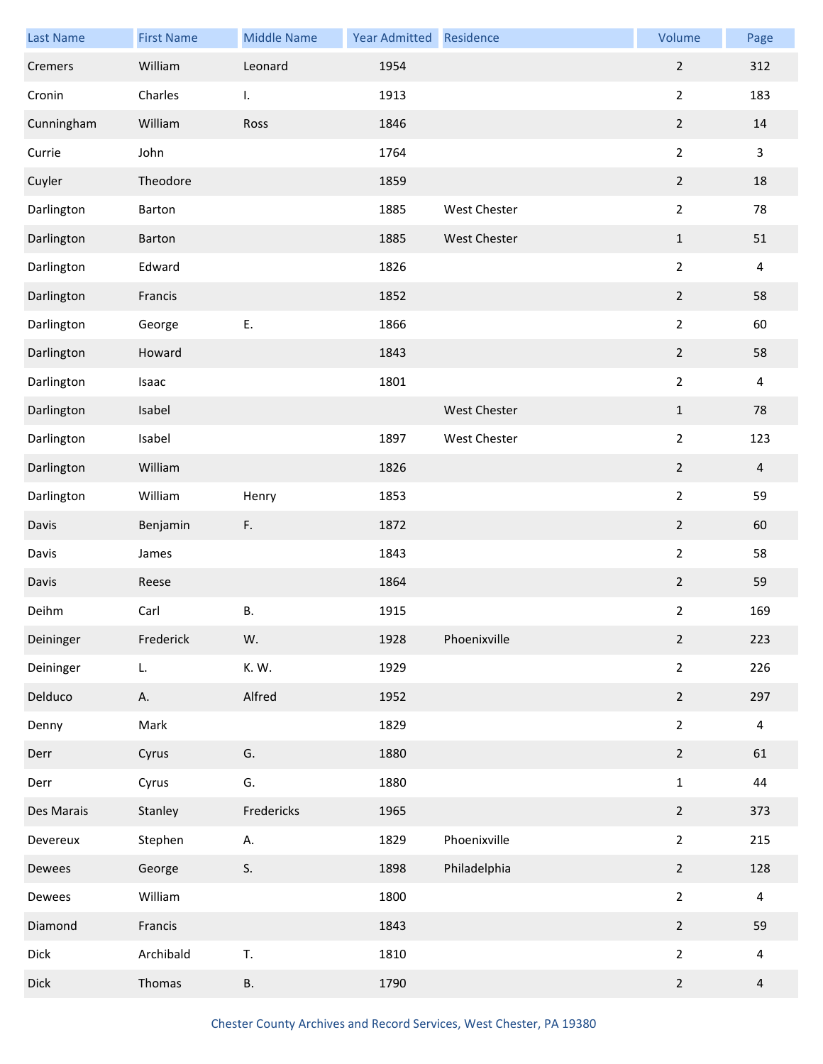| Last Name | First Name | Middle Name | Year Admitted | Residence | Volume | Page |
|---|---|---|---|---|---|---|
| Cremers | William | Leonard | 1954 | | 2 | 312 |
| Cronin | Charles | I. | 1913 | | 2 | 183 |
| Cunningham | William | Ross | 1846 | | 2 | 14 |
| Currie | John | | 1764 | | 2 | 3 |
| Cuyler | Theodore | | 1859 | | 2 | 18 |
| Darlington | Barton | | 1885 | West Chester | 2 | 78 |
| Darlington | Barton | | 1885 | West Chester | 1 | 51 |
| Darlington | Edward | | 1826 | | 2 | 4 |
| Darlington | Francis | | 1852 | | 2 | 58 |
| Darlington | George | E. | 1866 | | 2 | 60 |
| Darlington | Howard | | 1843 | | 2 | 58 |
| Darlington | Isaac | | 1801 | | 2 | 4 |
| Darlington | Isabel | | | West Chester | 1 | 78 |
| Darlington | Isabel | | 1897 | West Chester | 2 | 123 |
| Darlington | William | | 1826 | | 2 | 4 |
| Darlington | William | Henry | 1853 | | 2 | 59 |
| Davis | Benjamin | F. | 1872 | | 2 | 60 |
| Davis | James | | 1843 | | 2 | 58 |
| Davis | Reese | | 1864 | | 2 | 59 |
| Deihm | Carl | B. | 1915 | | 2 | 169 |
| Deininger | Frederick | W. | 1928 | Phoenixville | 2 | 223 |
| Deininger | L. | K. W. | 1929 | | 2 | 226 |
| Delduco | A. | Alfred | 1952 | | 2 | 297 |
| Denny | Mark | | 1829 | | 2 | 4 |
| Derr | Cyrus | G. | 1880 | | 2 | 61 |
| Derr | Cyrus | G. | 1880 | | 1 | 44 |
| Des Marais | Stanley | Fredericks | 1965 | | 2 | 373 |
| Devereux | Stephen | A. | 1829 | Phoenixville | 2 | 215 |
| Dewees | George | S. | 1898 | Philadelphia | 2 | 128 |
| Dewees | William | | 1800 | | 2 | 4 |
| Diamond | Francis | | 1843 | | 2 | 59 |
| Dick | Archibald | T. | 1810 | | 2 | 4 |
| Dick | Thomas | B. | 1790 | | 2 | 4 |

Chester County Archives and Record Services, West Chester, PA 19380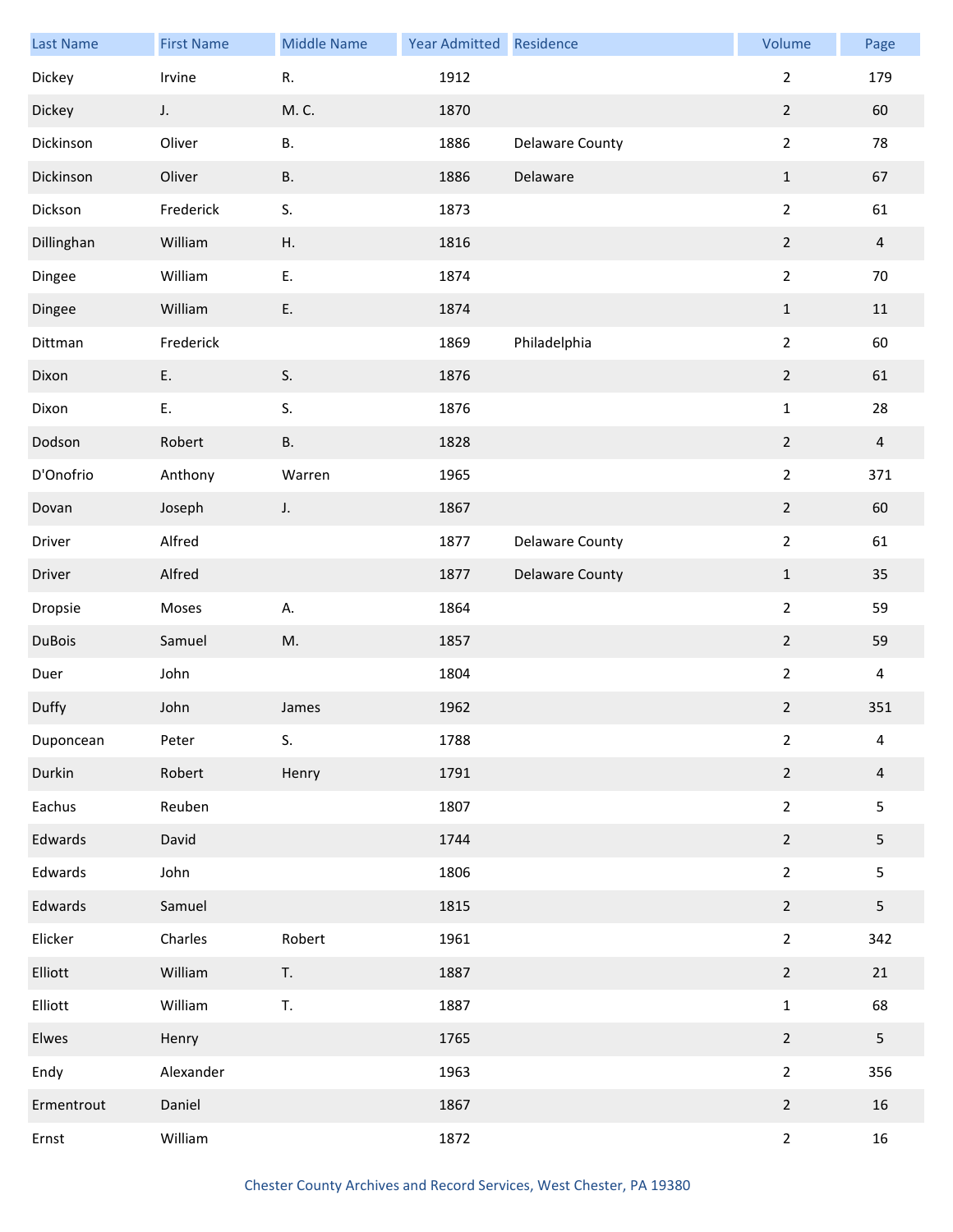| Last Name | First Name | Middle Name | Year Admitted | Residence | Volume | Page |
|---|---|---|---|---|---|---|
| Dickey | Irvine | R. | 1912 | | 2 | 179 |
| Dickey | J. | M. C. | 1870 | | 2 | 60 |
| Dickinson | Oliver | B. | 1886 | Delaware County | 2 | 78 |
| Dickinson | Oliver | B. | 1886 | Delaware | 1 | 67 |
| Dickson | Frederick | S. | 1873 | | 2 | 61 |
| Dillinghan | William | H. | 1816 | | 2 | 4 |
| Dingee | William | E. | 1874 | | 2 | 70 |
| Dingee | William | E. | 1874 | | 1 | 11 |
| Dittman | Frederick | | 1869 | Philadelphia | 2 | 60 |
| Dixon | E. | S. | 1876 | | 2 | 61 |
| Dixon | E. | S. | 1876 | | 1 | 28 |
| Dodson | Robert | B. | 1828 | | 2 | 4 |
| D'Onofrio | Anthony | Warren | 1965 | | 2 | 371 |
| Dovan | Joseph | J. | 1867 | | 2 | 60 |
| Driver | Alfred | | 1877 | Delaware County | 2 | 61 |
| Driver | Alfred | | 1877 | Delaware County | 1 | 35 |
| Dropsie | Moses | A. | 1864 | | 2 | 59 |
| DuBois | Samuel | M. | 1857 | | 2 | 59 |
| Duer | John | | 1804 | | 2 | 4 |
| Duffy | John | James | 1962 | | 2 | 351 |
| Duponcean | Peter | S. | 1788 | | 2 | 4 |
| Durkin | Robert | Henry | 1791 | | 2 | 4 |
| Eachus | Reuben | | 1807 | | 2 | 5 |
| Edwards | David | | 1744 | | 2 | 5 |
| Edwards | John | | 1806 | | 2 | 5 |
| Edwards | Samuel | | 1815 | | 2 | 5 |
| Elicker | Charles | Robert | 1961 | | 2 | 342 |
| Elliott | William | T. | 1887 | | 2 | 21 |
| Elliott | William | T. | 1887 | | 1 | 68 |
| Elwes | Henry | | 1765 | | 2 | 5 |
| Endy | Alexander | | 1963 | | 2 | 356 |
| Ermentrout | Daniel | | 1867 | | 2 | 16 |
| Ernst | William | | 1872 | | 2 | 16 |

Chester County Archives and Record Services, West Chester, PA 19380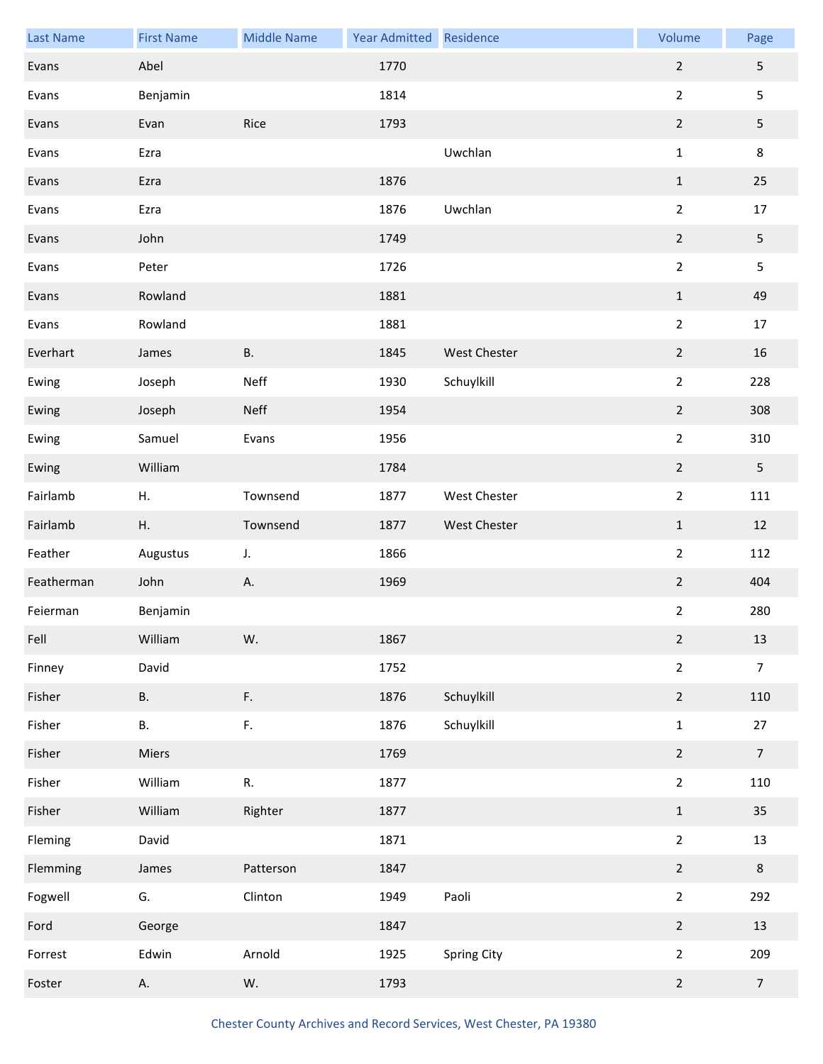| Last Name | First Name | Middle Name | Year Admitted | Residence | Volume | Page |
|---|---|---|---|---|---|---|
| Evans | Abel | | 1770 | | 2 | 5 |
| Evans | Benjamin | | 1814 | | 2 | 5 |
| Evans | Evan | Rice | 1793 | | 2 | 5 |
| Evans | Ezra | | | Uwchlan | 1 | 8 |
| Evans | Ezra | | 1876 | | 1 | 25 |
| Evans | Ezra | | 1876 | Uwchlan | 2 | 17 |
| Evans | John | | 1749 | | 2 | 5 |
| Evans | Peter | | 1726 | | 2 | 5 |
| Evans | Rowland | | 1881 | | 1 | 49 |
| Evans | Rowland | | 1881 | | 2 | 17 |
| Everhart | James | B. | 1845 | West Chester | 2 | 16 |
| Ewing | Joseph | Neff | 1930 | Schuylkill | 2 | 228 |
| Ewing | Joseph | Neff | 1954 | | 2 | 308 |
| Ewing | Samuel | Evans | 1956 | | 2 | 310 |
| Ewing | William | | 1784 | | 2 | 5 |
| Fairlamb | H. | Townsend | 1877 | West Chester | 2 | 111 |
| Fairlamb | H. | Townsend | 1877 | West Chester | 1 | 12 |
| Feather | Augustus | J. | 1866 | | 2 | 112 |
| Featherman | John | A. | 1969 | | 2 | 404 |
| Feierman | Benjamin | | | | 2 | 280 |
| Fell | William | W. | 1867 | | 2 | 13 |
| Finney | David | | 1752 | | 2 | 7 |
| Fisher | B. | F. | 1876 | Schuylkill | 2 | 110 |
| Fisher | B. | F. | 1876 | Schuylkill | 1 | 27 |
| Fisher | Miers | | 1769 | | 2 | 7 |
| Fisher | William | R. | 1877 | | 2 | 110 |
| Fisher | William | Righter | 1877 | | 1 | 35 |
| Fleming | David | | 1871 | | 2 | 13 |
| Flemming | James | Patterson | 1847 | | 2 | 8 |
| Fogwell | G. | Clinton | 1949 | Paoli | 2 | 292 |
| Ford | George | | 1847 | | 2 | 13 |
| Forrest | Edwin | Arnold | 1925 | Spring City | 2 | 209 |
| Foster | A. | W. | 1793 | | 2 | 7 |

Chester County Archives and Record Services, West Chester, PA 19380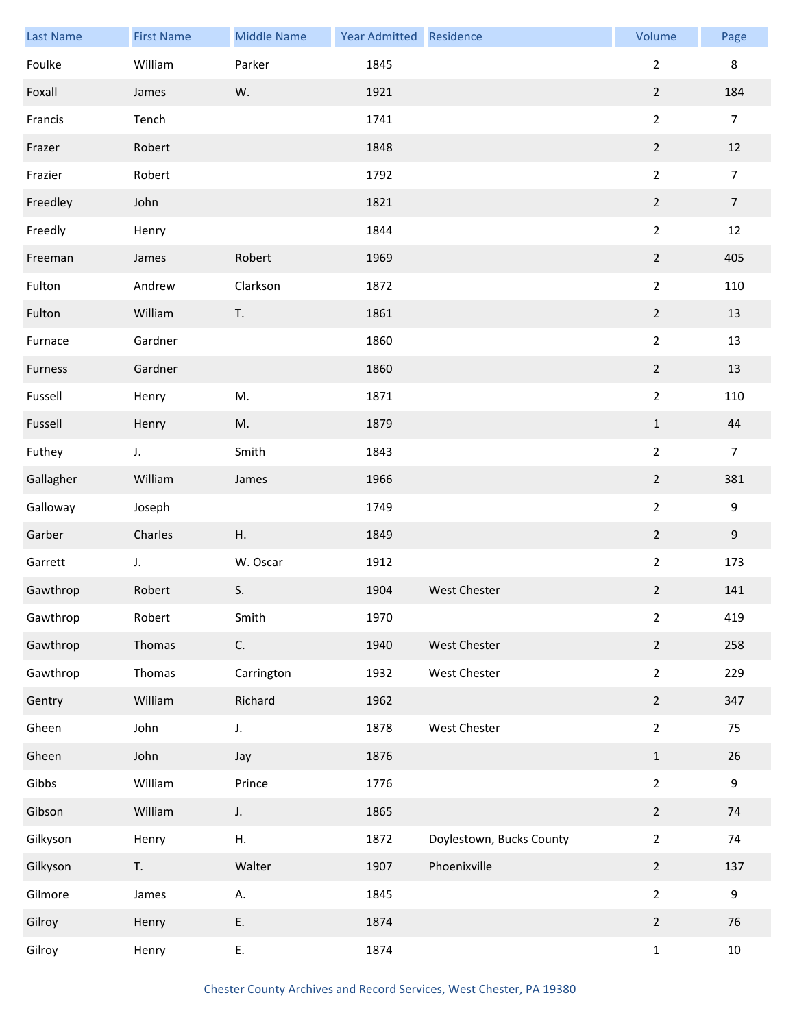| Last Name | First Name | Middle Name | Year Admitted | Residence | Volume | Page |
|---|---|---|---|---|---|---|
| Foulke | William | Parker | 1845 | | 2 | 8 |
| Foxall | James | W. | 1921 | | 2 | 184 |
| Francis | Tench | | 1741 | | 2 | 7 |
| Frazer | Robert | | 1848 | | 2 | 12 |
| Frazier | Robert | | 1792 | | 2 | 7 |
| Freedley | John | | 1821 | | 2 | 7 |
| Freedly | Henry | | 1844 | | 2 | 12 |
| Freeman | James | Robert | 1969 | | 2 | 405 |
| Fulton | Andrew | Clarkson | 1872 | | 2 | 110 |
| Fulton | William | T. | 1861 | | 2 | 13 |
| Furnace | Gardner | | 1860 | | 2 | 13 |
| Furness | Gardner | | 1860 | | 2 | 13 |
| Fussell | Henry | M. | 1871 | | 2 | 110 |
| Fussell | Henry | M. | 1879 | | 1 | 44 |
| Futhey | J. | Smith | 1843 | | 2 | 7 |
| Gallagher | William | James | 1966 | | 2 | 381 |
| Galloway | Joseph | | 1749 | | 2 | 9 |
| Garber | Charles | H. | 1849 | | 2 | 9 |
| Garrett | J. | W. Oscar | 1912 | | 2 | 173 |
| Gawthrop | Robert | S. | 1904 | West Chester | 2 | 141 |
| Gawthrop | Robert | Smith | 1970 | | 2 | 419 |
| Gawthrop | Thomas | C. | 1940 | West Chester | 2 | 258 |
| Gawthrop | Thomas | Carrington | 1932 | West Chester | 2 | 229 |
| Gentry | William | Richard | 1962 | | 2 | 347 |
| Gheen | John | J. | 1878 | West Chester | 2 | 75 |
| Gheen | John | Jay | 1876 | | 1 | 26 |
| Gibbs | William | Prince | 1776 | | 2 | 9 |
| Gibson | William | J. | 1865 | | 2 | 74 |
| Gilkyson | Henry | H. | 1872 | Doylestown, Bucks County | 2 | 74 |
| Gilkyson | T. | Walter | 1907 | Phoenixville | 2 | 137 |
| Gilmore | James | A. | 1845 | | 2 | 9 |
| Gilroy | Henry | E. | 1874 | | 2 | 76 |
| Gilroy | Henry | E. | 1874 | | 1 | 10 |

Chester County Archives and Record Services, West Chester, PA 19380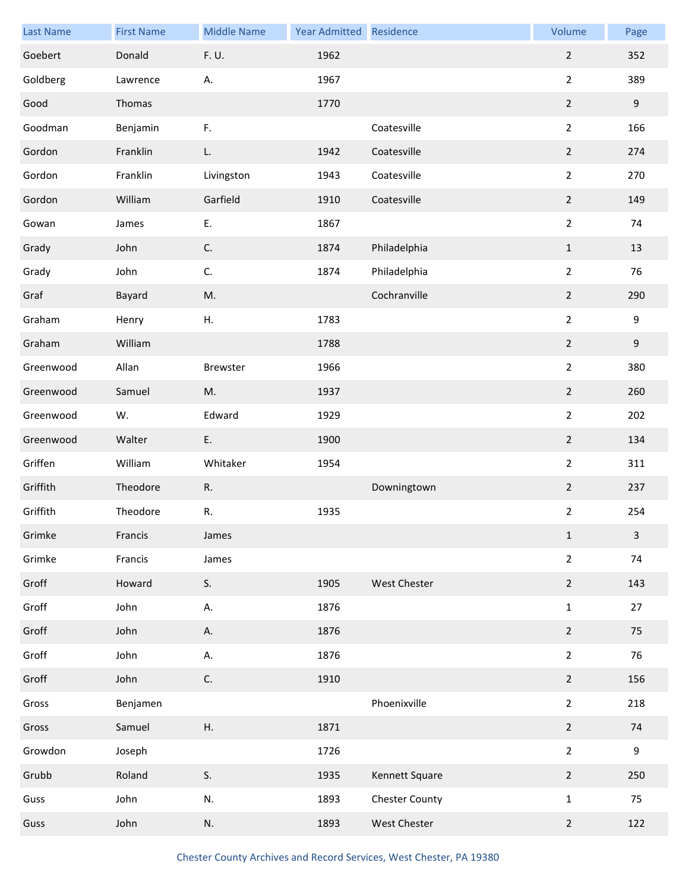| Last Name | First Name | Middle Name | Year Admitted | Residence | Volume | Page |
|---|---|---|---|---|---|---|
| Goebert | Donald | F. U. | 1962 | | 2 | 352 |
| Goldberg | Lawrence | A. | 1967 | | 2 | 389 |
| Good | Thomas | | 1770 | | 2 | 9 |
| Goodman | Benjamin | F. | | Coatesville | 2 | 166 |
| Gordon | Franklin | L. | 1942 | Coatesville | 2 | 274 |
| Gordon | Franklin | Livingston | 1943 | Coatesville | 2 | 270 |
| Gordon | William | Garfield | 1910 | Coatesville | 2 | 149 |
| Gowan | James | E. | 1867 | | 2 | 74 |
| Grady | John | C. | 1874 | Philadelphia | 1 | 13 |
| Grady | John | C. | 1874 | Philadelphia | 2 | 76 |
| Graf | Bayard | M. | | Cochranville | 2 | 290 |
| Graham | Henry | H. | 1783 | | 2 | 9 |
| Graham | William | | 1788 | | 2 | 9 |
| Greenwood | Allan | Brewster | 1966 | | 2 | 380 |
| Greenwood | Samuel | M. | 1937 | | 2 | 260 |
| Greenwood | W. | Edward | 1929 | | 2 | 202 |
| Greenwood | Walter | E. | 1900 | | 2 | 134 |
| Griffen | William | Whitaker | 1954 | | 2 | 311 |
| Griffith | Theodore | R. | | Downingtown | 2 | 237 |
| Griffith | Theodore | R. | 1935 | | 2 | 254 |
| Grimke | Francis | James | | | 1 | 3 |
| Grimke | Francis | James | | | 2 | 74 |
| Groff | Howard | S. | 1905 | West Chester | 2 | 143 |
| Groff | John | A. | 1876 | | 1 | 27 |
| Groff | John | A. | 1876 | | 2 | 75 |
| Groff | John | A. | 1876 | | 2 | 76 |
| Groff | John | C. | 1910 | | 2 | 156 |
| Gross | Benjamen | | | Phoenixville | 2 | 218 |
| Gross | Samuel | H. | 1871 | | 2 | 74 |
| Growdon | Joseph | | 1726 | | 2 | 9 |
| Grubb | Roland | S. | 1935 | Kennett Square | 2 | 250 |
| Guss | John | N. | 1893 | Chester County | 1 | 75 |
| Guss | John | N. | 1893 | West Chester | 2 | 122 |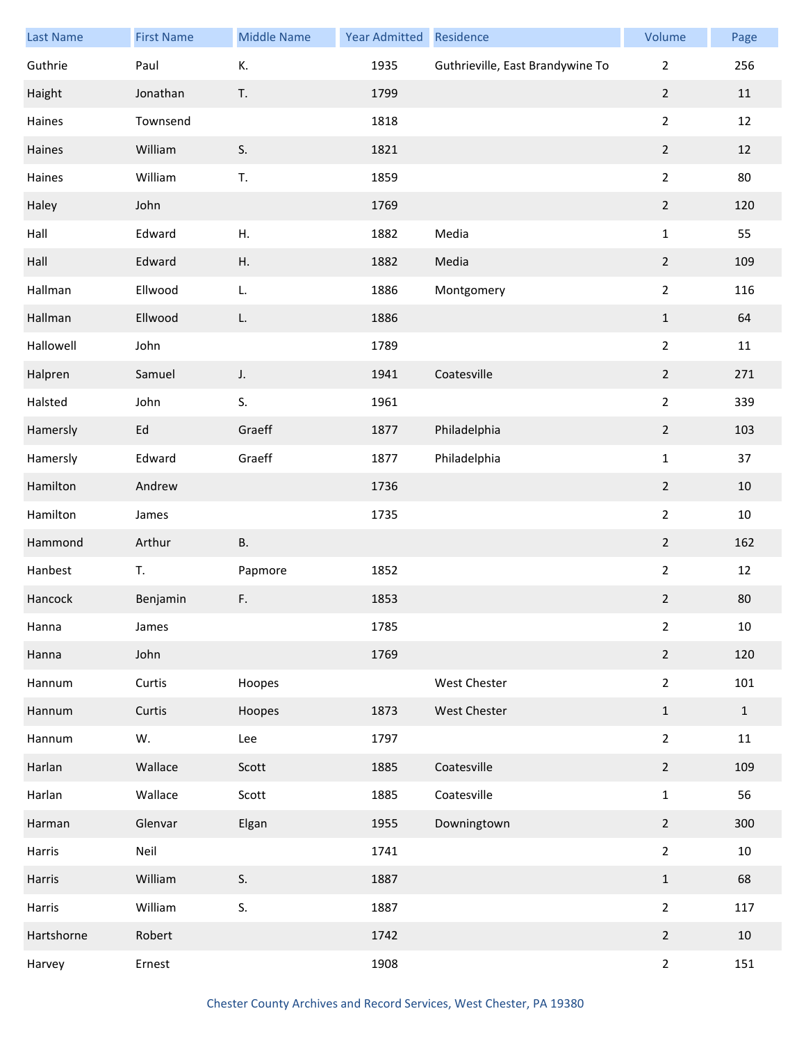| Last Name | First Name | Middle Name | Year Admitted | Residence | Volume | Page |
|---|---|---|---|---|---|---|
| Guthrie | Paul | K. | 1935 | Guthrieville, East Brandywine To | 2 | 256 |
| Haight | Jonathan | T. | 1799 | | 2 | 11 |
| Haines | Townsend | | 1818 | | 2 | 12 |
| Haines | William | S. | 1821 | | 2 | 12 |
| Haines | William | T. | 1859 | | 2 | 80 |
| Haley | John | | 1769 | | 2 | 120 |
| Hall | Edward | H. | 1882 | Media | 1 | 55 |
| Hall | Edward | H. | 1882 | Media | 2 | 109 |
| Hallman | Ellwood | L. | 1886 | Montgomery | 2 | 116 |
| Hallman | Ellwood | L. | 1886 | | 1 | 64 |
| Hallowell | John | | 1789 | | 2 | 11 |
| Halpren | Samuel | J. | 1941 | Coatesville | 2 | 271 |
| Halsted | John | S. | 1961 | | 2 | 339 |
| Hamersly | Ed | Graeff | 1877 | Philadelphia | 2 | 103 |
| Hamersly | Edward | Graeff | 1877 | Philadelphia | 1 | 37 |
| Hamilton | Andrew | | 1736 | | 2 | 10 |
| Hamilton | James | | 1735 | | 2 | 10 |
| Hammond | Arthur | B. | | | 2 | 162 |
| Hanbest | T. | Papmore | 1852 | | 2 | 12 |
| Hancock | Benjamin | F. | 1853 | | 2 | 80 |
| Hanna | James | | 1785 | | 2 | 10 |
| Hanna | John | | 1769 | | 2 | 120 |
| Hannum | Curtis | Hoopes | | West Chester | 2 | 101 |
| Hannum | Curtis | Hoopes | 1873 | West Chester | 1 | 1 |
| Hannum | W. | Lee | 1797 | | 2 | 11 |
| Harlan | Wallace | Scott | 1885 | Coatesville | 2 | 109 |
| Harlan | Wallace | Scott | 1885 | Coatesville | 1 | 56 |
| Harman | Glenvar | Elgan | 1955 | Downingtown | 2 | 300 |
| Harris | Neil | | 1741 | | 2 | 10 |
| Harris | William | S. | 1887 | | 1 | 68 |
| Harris | William | S. | 1887 | | 2 | 117 |
| Hartshorne | Robert | | 1742 | | 2 | 10 |
| Harvey | Ernest | | 1908 | | 2 | 151 |

Chester County Archives and Record Services, West Chester, PA 19380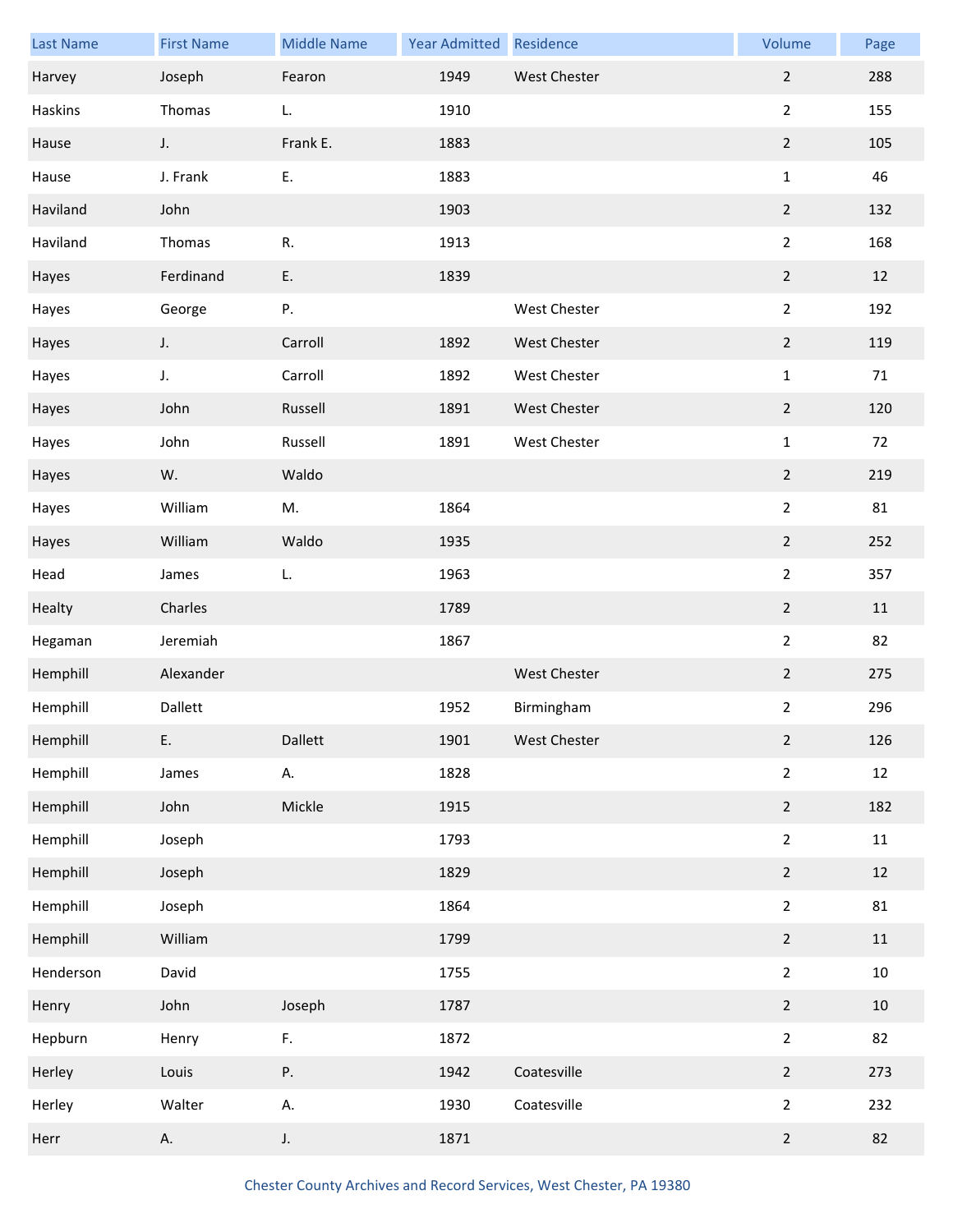| Last Name | First Name | Middle Name | Year Admitted | Residence | Volume | Page |
|---|---|---|---|---|---|---|
| Harvey | Joseph | Fearon | 1949 | West Chester | 2 | 288 |
| Haskins | Thomas | L. | 1910 | | 2 | 155 |
| Hause | J. | Frank E. | 1883 | | 2 | 105 |
| Hause | J. Frank | E. | 1883 | | 1 | 46 |
| Haviland | John | | 1903 | | 2 | 132 |
| Haviland | Thomas | R. | 1913 | | 2 | 168 |
| Hayes | Ferdinand | E. | 1839 | | 2 | 12 |
| Hayes | George | P. | | West Chester | 2 | 192 |
| Hayes | J. | Carroll | 1892 | West Chester | 2 | 119 |
| Hayes | J. | Carroll | 1892 | West Chester | 1 | 71 |
| Hayes | John | Russell | 1891 | West Chester | 2 | 120 |
| Hayes | John | Russell | 1891 | West Chester | 1 | 72 |
| Hayes | W. | Waldo | | | 2 | 219 |
| Hayes | William | M. | 1864 | | 2 | 81 |
| Hayes | William | Waldo | 1935 | | 2 | 252 |
| Head | James | L. | 1963 | | 2 | 357 |
| Healty | Charles | | 1789 | | 2 | 11 |
| Hegaman | Jeremiah | | 1867 | | 2 | 82 |
| Hemphill | Alexander | | | West Chester | 2 | 275 |
| Hemphill | Dallett | | 1952 | Birmingham | 2 | 296 |
| Hemphill | E. | Dallett | 1901 | West Chester | 2 | 126 |
| Hemphill | James | A. | 1828 | | 2 | 12 |
| Hemphill | John | Mickle | 1915 | | 2 | 182 |
| Hemphill | Joseph | | 1793 | | 2 | 11 |
| Hemphill | Joseph | | 1829 | | 2 | 12 |
| Hemphill | Joseph | | 1864 | | 2 | 81 |
| Hemphill | William | | 1799 | | 2 | 11 |
| Henderson | David | | 1755 | | 2 | 10 |
| Henry | John | Joseph | 1787 | | 2 | 10 |
| Hepburn | Henry | F. | 1872 | | 2 | 82 |
| Herley | Louis | P. | 1942 | Coatesville | 2 | 273 |
| Herley | Walter | A. | 1930 | Coatesville | 2 | 232 |
| Herr | A. | J. | 1871 | | 2 | 82 |

Chester County Archives and Record Services, West Chester, PA 19380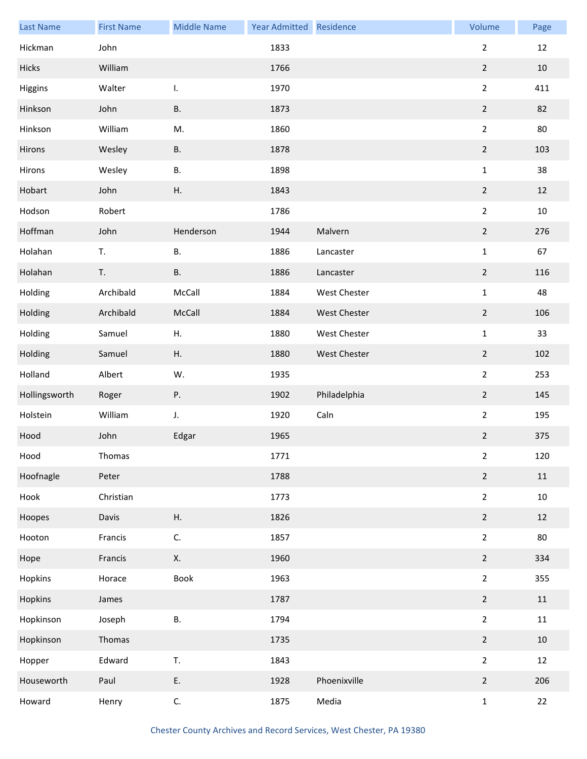| Last Name | First Name | Middle Name | Year Admitted | Residence | Volume | Page |
|---|---|---|---|---|---|---|
| Hickman | John | | 1833 | | 2 | 12 |
| Hicks | William | | 1766 | | 2 | 10 |
| Higgins | Walter | I. | 1970 | | 2 | 411 |
| Hinkson | John | B. | 1873 | | 2 | 82 |
| Hinkson | William | M. | 1860 | | 2 | 80 |
| Hirons | Wesley | B. | 1878 | | 2 | 103 |
| Hirons | Wesley | B. | 1898 | | 1 | 38 |
| Hobart | John | H. | 1843 | | 2 | 12 |
| Hodson | Robert | | 1786 | | 2 | 10 |
| Hoffman | John | Henderson | 1944 | Malvern | 2 | 276 |
| Holahan | T. | B. | 1886 | Lancaster | 1 | 67 |
| Holahan | T. | B. | 1886 | Lancaster | 2 | 116 |
| Holding | Archibald | McCall | 1884 | West Chester | 1 | 48 |
| Holding | Archibald | McCall | 1884 | West Chester | 2 | 106 |
| Holding | Samuel | H. | 1880 | West Chester | 1 | 33 |
| Holding | Samuel | H. | 1880 | West Chester | 2 | 102 |
| Holland | Albert | W. | 1935 | | 2 | 253 |
| Hollingsworth | Roger | P. | 1902 | Philadelphia | 2 | 145 |
| Holstein | William | J. | 1920 | Caln | 2 | 195 |
| Hood | John | Edgar | 1965 | | 2 | 375 |
| Hood | Thomas | | 1771 | | 2 | 120 |
| Hoofnagle | Peter | | 1788 | | 2 | 11 |
| Hook | Christian | | 1773 | | 2 | 10 |
| Hoopes | Davis | H. | 1826 | | 2 | 12 |
| Hooton | Francis | C. | 1857 | | 2 | 80 |
| Hope | Francis | X. | 1960 | | 2 | 334 |
| Hopkins | Horace | Book | 1963 | | 2 | 355 |
| Hopkins | James | | 1787 | | 2 | 11 |
| Hopkinson | Joseph | B. | 1794 | | 2 | 11 |
| Hopkinson | Thomas | | 1735 | | 2 | 10 |
| Hopper | Edward | T. | 1843 | | 2 | 12 |
| Houseworth | Paul | E. | 1928 | Phoenixville | 2 | 206 |
| Howard | Henry | C. | 1875 | Media | 1 | 22 |

Chester County Archives and Record Services, West Chester, PA 19380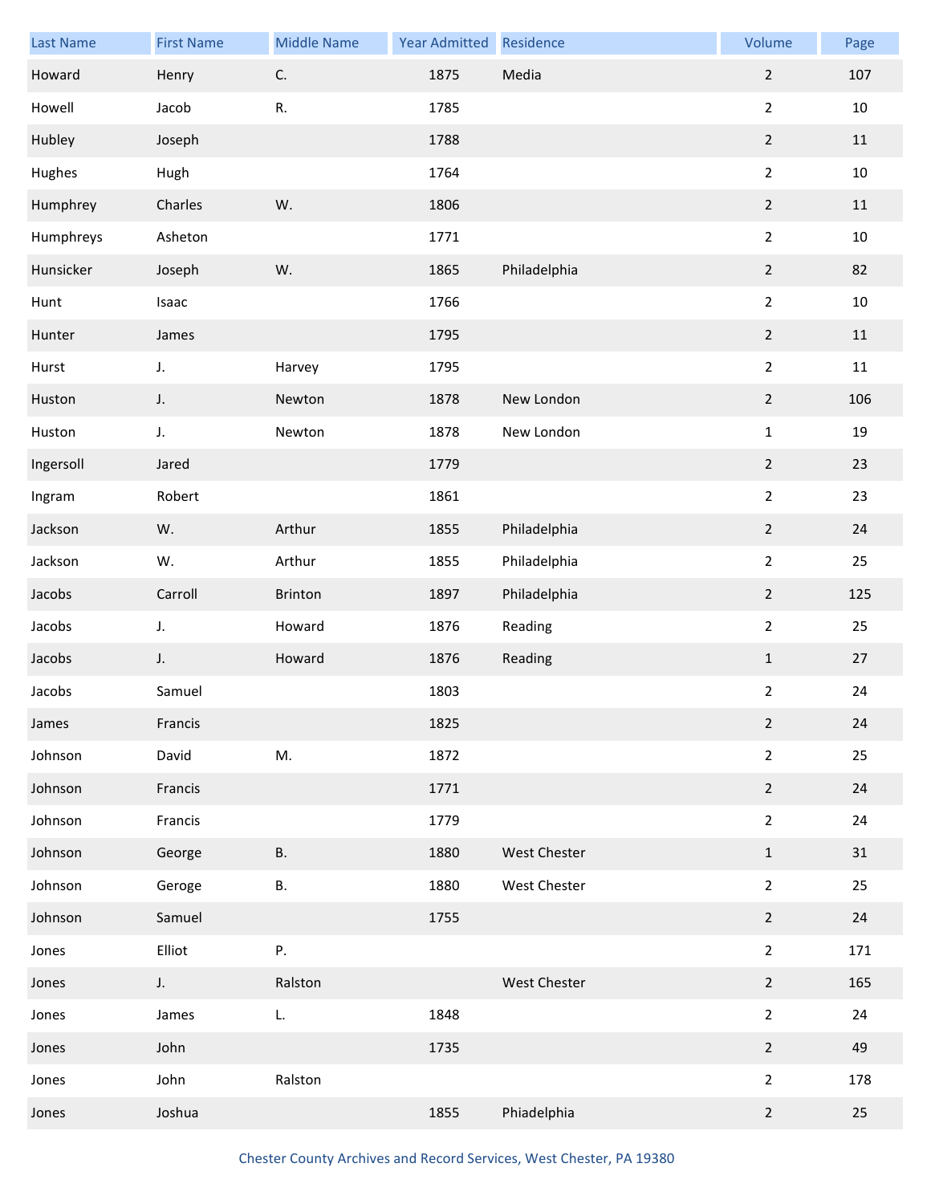| Last Name | First Name | Middle Name | Year Admitted | Residence | Volume | Page |
|---|---|---|---|---|---|---|
| Howard | Henry | C. | 1875 | Media | 2 | 107 |
| Howell | Jacob | R. | 1785 | | 2 | 10 |
| Hubley | Joseph | | 1788 | | 2 | 11 |
| Hughes | Hugh | | 1764 | | 2 | 10 |
| Humphrey | Charles | W. | 1806 | | 2 | 11 |
| Humphreys | Asheton | | 1771 | | 2 | 10 |
| Hunsicker | Joseph | W. | 1865 | Philadelphia | 2 | 82 |
| Hunt | Isaac | | 1766 | | 2 | 10 |
| Hunter | James | | 1795 | | 2 | 11 |
| Hurst | J. | Harvey | 1795 | | 2 | 11 |
| Huston | J. | Newton | 1878 | New London | 2 | 106 |
| Huston | J. | Newton | 1878 | New London | 1 | 19 |
| Ingersoll | Jared | | 1779 | | 2 | 23 |
| Ingram | Robert | | 1861 | | 2 | 23 |
| Jackson | W. | Arthur | 1855 | Philadelphia | 2 | 24 |
| Jackson | W. | Arthur | 1855 | Philadelphia | 2 | 25 |
| Jacobs | Carroll | Brinton | 1897 | Philadelphia | 2 | 125 |
| Jacobs | J. | Howard | 1876 | Reading | 2 | 25 |
| Jacobs | J. | Howard | 1876 | Reading | 1 | 27 |
| Jacobs | Samuel | | 1803 | | 2 | 24 |
| James | Francis | | 1825 | | 2 | 24 |
| Johnson | David | M. | 1872 | | 2 | 25 |
| Johnson | Francis | | 1771 | | 2 | 24 |
| Johnson | Francis | | 1779 | | 2 | 24 |
| Johnson | George | B. | 1880 | West Chester | 1 | 31 |
| Johnson | Geroge | B. | 1880 | West Chester | 2 | 25 |
| Johnson | Samuel | | 1755 | | 2 | 24 |
| Jones | Elliot | P. | | | 2 | 171 |
| Jones | J. | Ralston | | West Chester | 2 | 165 |
| Jones | James | L. | 1848 | | 2 | 24 |
| Jones | John | | 1735 | | 2 | 49 |
| Jones | John | Ralston | | | 2 | 178 |
| Jones | Joshua | | 1855 | Phiadelphia | 2 | 25 |

Chester County Archives and Record Services, West Chester, PA 19380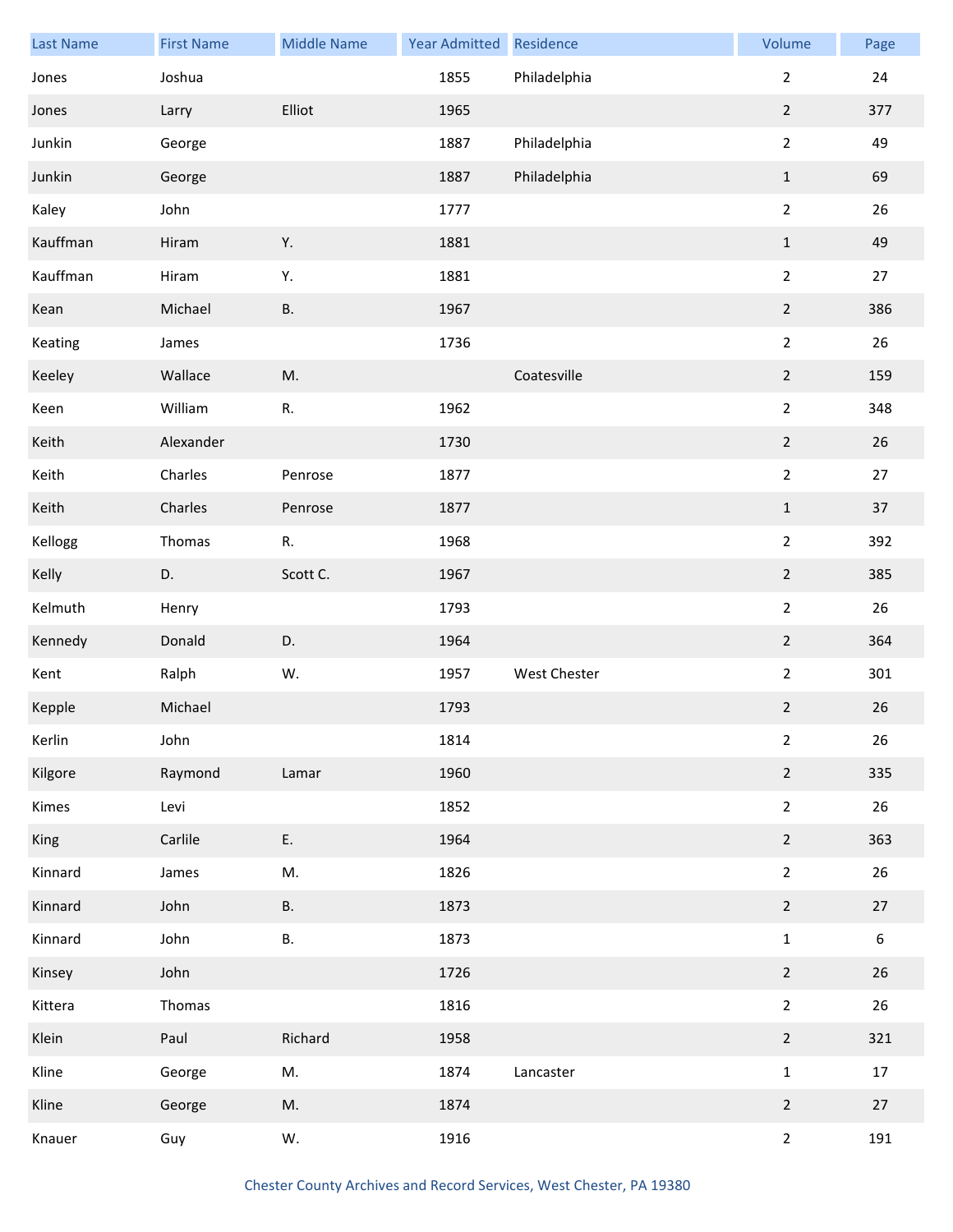| Last Name | First Name | Middle Name | Year Admitted | Residence | Volume | Page |
| --- | --- | --- | --- | --- | --- | --- |
| Jones | Joshua | | 1855 | Philadelphia | 2 | 24 |
| Jones | Larry | Elliot | 1965 | | 2 | 377 |
| Junkin | George | | 1887 | Philadelphia | 2 | 49 |
| Junkin | George | | 1887 | Philadelphia | 1 | 69 |
| Kaley | John | | 1777 | | 2 | 26 |
| Kauffman | Hiram | Y. | 1881 | | 1 | 49 |
| Kauffman | Hiram | Y. | 1881 | | 2 | 27 |
| Kean | Michael | B. | 1967 | | 2 | 386 |
| Keating | James | | 1736 | | 2 | 26 |
| Keeley | Wallace | M. | | Coatesville | 2 | 159 |
| Keen | William | R. | 1962 | | 2 | 348 |
| Keith | Alexander | | 1730 | | 2 | 26 |
| Keith | Charles | Penrose | 1877 | | 2 | 27 |
| Keith | Charles | Penrose | 1877 | | 1 | 37 |
| Kellogg | Thomas | R. | 1968 | | 2 | 392 |
| Kelly | D. | Scott C. | 1967 | | 2 | 385 |
| Kelmuth | Henry | | 1793 | | 2 | 26 |
| Kennedy | Donald | D. | 1964 | | 2 | 364 |
| Kent | Ralph | W. | 1957 | West Chester | 2 | 301 |
| Kepple | Michael | | 1793 | | 2 | 26 |
| Kerlin | John | | 1814 | | 2 | 26 |
| Kilgore | Raymond | Lamar | 1960 | | 2 | 335 |
| Kimes | Levi | | 1852 | | 2 | 26 |
| King | Carlile | E. | 1964 | | 2 | 363 |
| Kinnard | James | M. | 1826 | | 2 | 26 |
| Kinnard | John | B. | 1873 | | 2 | 27 |
| Kinnard | John | B. | 1873 | | 1 | 6 |
| Kinsey | John | | 1726 | | 2 | 26 |
| Kittera | Thomas | | 1816 | | 2 | 26 |
| Klein | Paul | Richard | 1958 | | 2 | 321 |
| Kline | George | M. | 1874 | Lancaster | 1 | 17 |
| Kline | George | M. | 1874 | | 2 | 27 |
| Knauer | Guy | W. | 1916 | | 2 | 191 |

Chester County Archives and Record Services, West Chester, PA 19380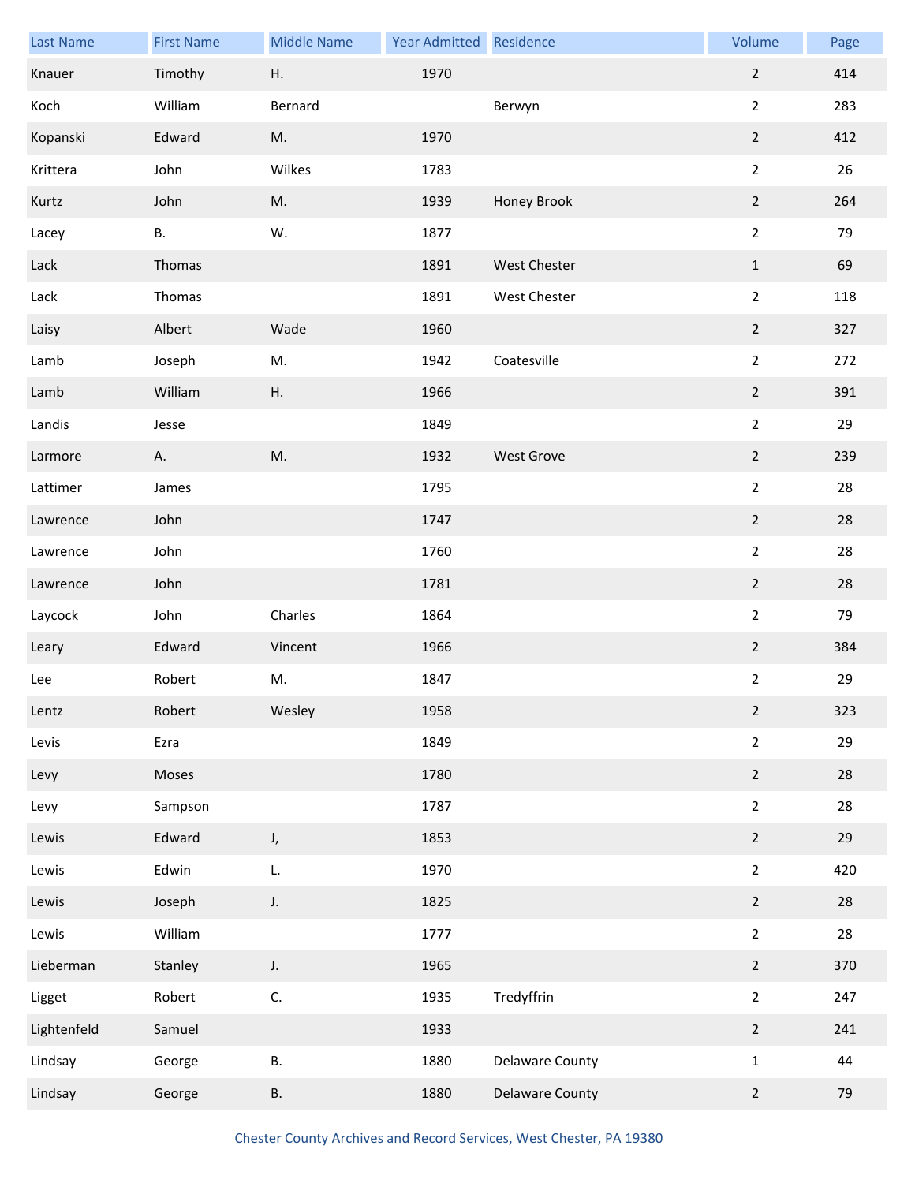| Last Name | First Name | Middle Name | Year Admitted | Residence | Volume | Page |
|---|---|---|---|---|---|---|
| Knauer | Timothy | H. | 1970 | | 2 | 414 |
| Koch | William | Bernard | | Berwyn | 2 | 283 |
| Kopanski | Edward | M. | 1970 | | 2 | 412 |
| Krittera | John | Wilkes | 1783 | | 2 | 26 |
| Kurtz | John | M. | 1939 | Honey Brook | 2 | 264 |
| Lacey | B. | W. | 1877 | | 2 | 79 |
| Lack | Thomas | | 1891 | West Chester | 1 | 69 |
| Lack | Thomas | | 1891 | West Chester | 2 | 118 |
| Laisy | Albert | Wade | 1960 | | 2 | 327 |
| Lamb | Joseph | M. | 1942 | Coatesville | 2 | 272 |
| Lamb | William | H. | 1966 | | 2 | 391 |
| Landis | Jesse | | 1849 | | 2 | 29 |
| Larmore | A. | M. | 1932 | West Grove | 2 | 239 |
| Lattimer | James | | 1795 | | 2 | 28 |
| Lawrence | John | | 1747 | | 2 | 28 |
| Lawrence | John | | 1760 | | 2 | 28 |
| Lawrence | John | | 1781 | | 2 | 28 |
| Laycock | John | Charles | 1864 | | 2 | 79 |
| Leary | Edward | Vincent | 1966 | | 2 | 384 |
| Lee | Robert | M. | 1847 | | 2 | 29 |
| Lentz | Robert | Wesley | 1958 | | 2 | 323 |
| Levis | Ezra | | 1849 | | 2 | 29 |
| Levy | Moses | | 1780 | | 2 | 28 |
| Levy | Sampson | | 1787 | | 2 | 28 |
| Lewis | Edward | J, | 1853 | | 2 | 29 |
| Lewis | Edwin | L. | 1970 | | 2 | 420 |
| Lewis | Joseph | J. | 1825 | | 2 | 28 |
| Lewis | William | | 1777 | | 2 | 28 |
| Lieberman | Stanley | J. | 1965 | | 2 | 370 |
| Ligget | Robert | C. | 1935 | Tredyffrin | 2 | 247 |
| Lightenfeld | Samuel | | 1933 | | 2 | 241 |
| Lindsay | George | B. | 1880 | Delaware County | 1 | 44 |
| Lindsay | George | B. | 1880 | Delaware County | 2 | 79 |

Chester County Archives and Record Services, West Chester, PA 19380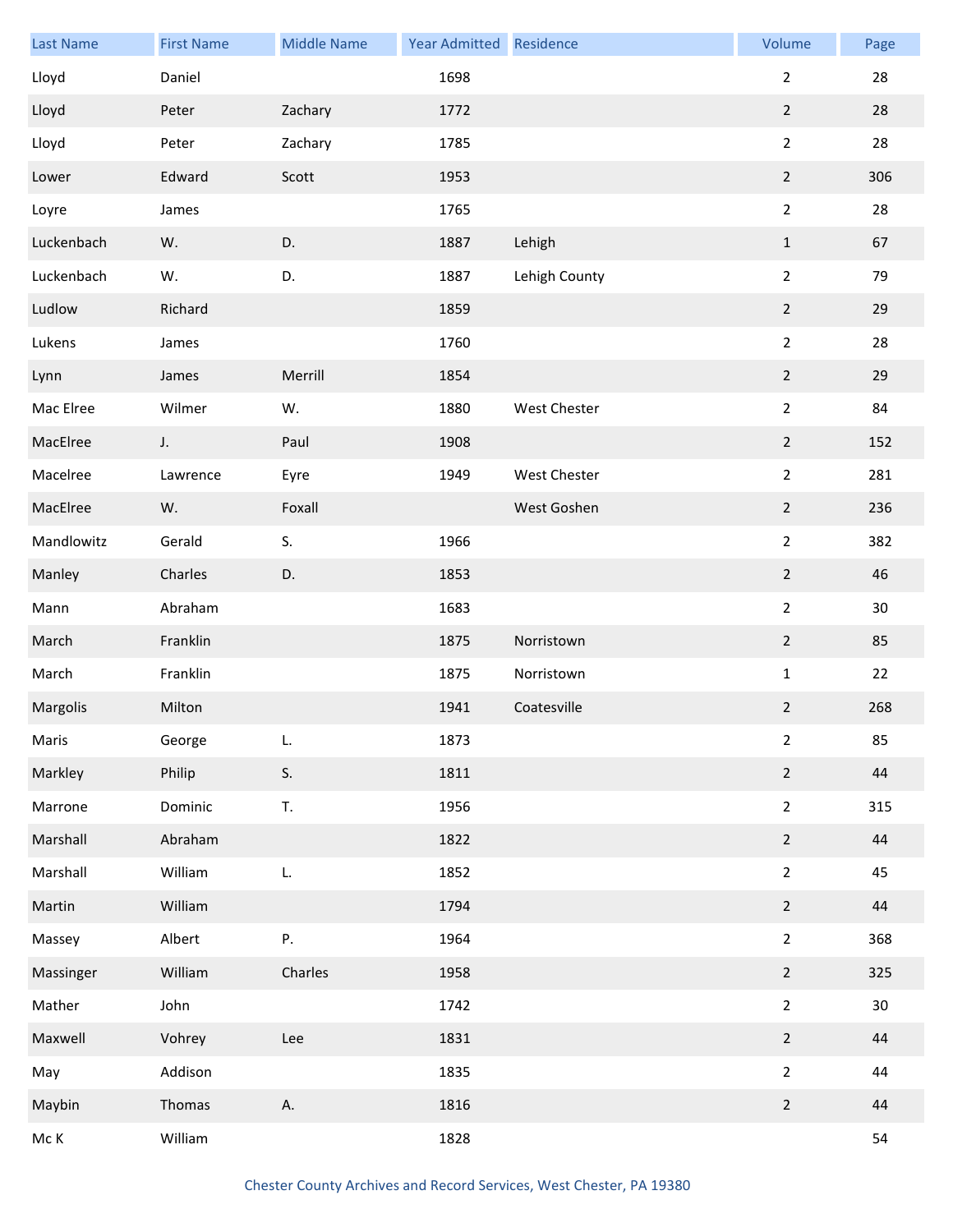| Last Name | First Name | Middle Name | Year Admitted | Residence | Volume | Page |
|---|---|---|---|---|---|---|
| Lloyd | Daniel | | 1698 | | 2 | 28 |
| Lloyd | Peter | Zachary | 1772 | | 2 | 28 |
| Lloyd | Peter | Zachary | 1785 | | 2 | 28 |
| Lower | Edward | Scott | 1953 | | 2 | 306 |
| Loyre | James | | 1765 | | 2 | 28 |
| Luckenbach | W. | D. | 1887 | Lehigh | 1 | 67 |
| Luckenbach | W. | D. | 1887 | Lehigh County | 2 | 79 |
| Ludlow | Richard | | 1859 | | 2 | 29 |
| Lukens | James | | 1760 | | 2 | 28 |
| Lynn | James | Merrill | 1854 | | 2 | 29 |
| Mac Elree | Wilmer | W. | 1880 | West Chester | 2 | 84 |
| MacElree | J. | Paul | 1908 | | 2 | 152 |
| Macelree | Lawrence | Eyre | 1949 | West Chester | 2 | 281 |
| MacElree | W. | Foxall | | West Goshen | 2 | 236 |
| Mandlowitz | Gerald | S. | 1966 | | 2 | 382 |
| Manley | Charles | D. | 1853 | | 2 | 46 |
| Mann | Abraham | | 1683 | | 2 | 30 |
| March | Franklin | | 1875 | Norristown | 2 | 85 |
| March | Franklin | | 1875 | Norristown | 1 | 22 |
| Margolis | Milton | | 1941 | Coatesville | 2 | 268 |
| Maris | George | L. | 1873 | | 2 | 85 |
| Markley | Philip | S. | 1811 | | 2 | 44 |
| Marrone | Dominic | T. | 1956 | | 2 | 315 |
| Marshall | Abraham | | 1822 | | 2 | 44 |
| Marshall | William | L. | 1852 | | 2 | 45 |
| Martin | William | | 1794 | | 2 | 44 |
| Massey | Albert | P. | 1964 | | 2 | 368 |
| Massinger | William | Charles | 1958 | | 2 | 325 |
| Mather | John | | 1742 | | 2 | 30 |
| Maxwell | Vohrey | Lee | 1831 | | 2 | 44 |
| May | Addison | | 1835 | | 2 | 44 |
| Maybin | Thomas | A. | 1816 | | 2 | 44 |
| Mc K | William | | 1828 | | | 54 |

Chester County Archives and Record Services, West Chester, PA 19380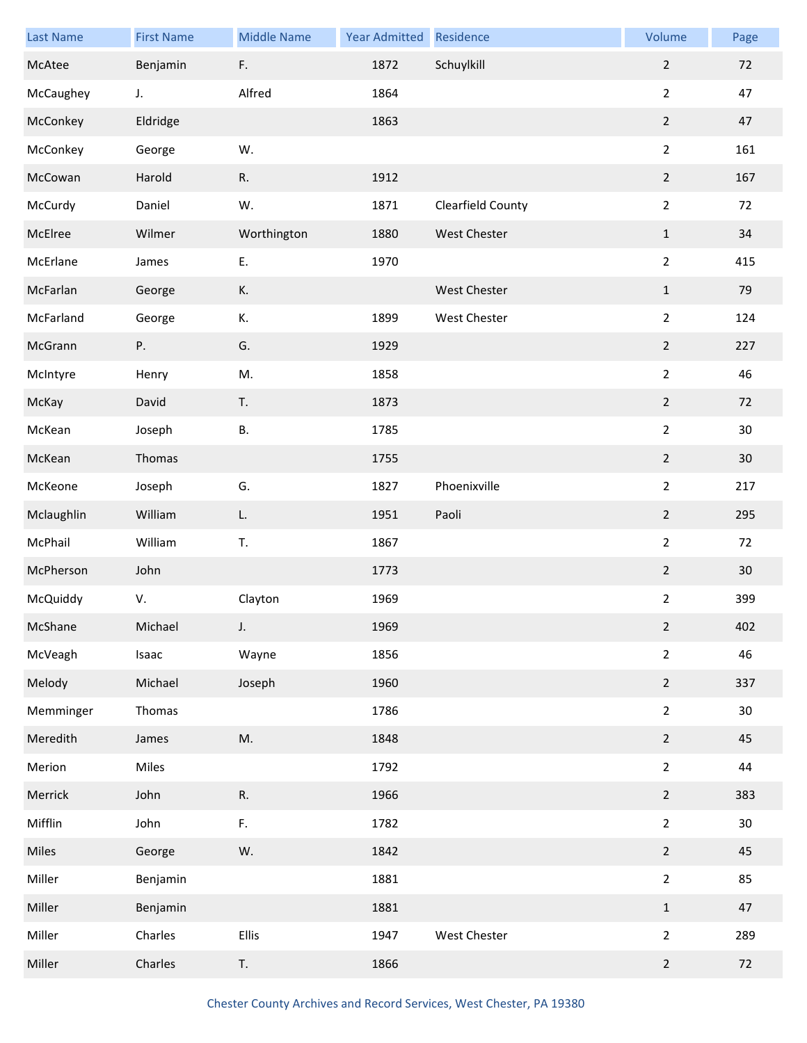| Last Name | First Name | Middle Name | Year Admitted | Residence | Volume | Page |
|---|---|---|---|---|---|---|
| McAtee | Benjamin | F. | 1872 | Schuylkill | 2 | 72 |
| McCaughey | J. | Alfred | 1864 | | 2 | 47 |
| McConkey | Eldridge | | 1863 | | 2 | 47 |
| McConkey | George | W. | | | 2 | 161 |
| McCowan | Harold | R. | 1912 | | 2 | 167 |
| McCurdy | Daniel | W. | 1871 | Clearfield County | 2 | 72 |
| McElree | Wilmer | Worthington | 1880 | West Chester | 1 | 34 |
| McErlane | James | E. | 1970 | | 2 | 415 |
| McFarlan | George | K. | | West Chester | 1 | 79 |
| McFarland | George | K. | 1899 | West Chester | 2 | 124 |
| McGrann | P. | G. | 1929 | | 2 | 227 |
| McIntyre | Henry | M. | 1858 | | 2 | 46 |
| McKay | David | T. | 1873 | | 2 | 72 |
| McKean | Joseph | B. | 1785 | | 2 | 30 |
| McKean | Thomas | | 1755 | | 2 | 30 |
| McKeone | Joseph | G. | 1827 | Phoenixville | 2 | 217 |
| Mclaughlin | William | L. | 1951 | Paoli | 2 | 295 |
| McPhail | William | T. | 1867 | | 2 | 72 |
| McPherson | John | | 1773 | | 2 | 30 |
| McQuiddy | V. | Clayton | 1969 | | 2 | 399 |
| McShane | Michael | J. | 1969 | | 2 | 402 |
| McVeagh | Isaac | Wayne | 1856 | | 2 | 46 |
| Melody | Michael | Joseph | 1960 | | 2 | 337 |
| Memminger | Thomas | | 1786 | | 2 | 30 |
| Meredith | James | M. | 1848 | | 2 | 45 |
| Merion | Miles | | 1792 | | 2 | 44 |
| Merrick | John | R. | 1966 | | 2 | 383 |
| Mifflin | John | F. | 1782 | | 2 | 30 |
| Miles | George | W. | 1842 | | 2 | 45 |
| Miller | Benjamin | | 1881 | | 2 | 85 |
| Miller | Benjamin | | 1881 | | 1 | 47 |
| Miller | Charles | Ellis | 1947 | West Chester | 2 | 289 |
| Miller | Charles | T. | 1866 | | 2 | 72 |

Chester County Archives and Record Services, West Chester, PA 19380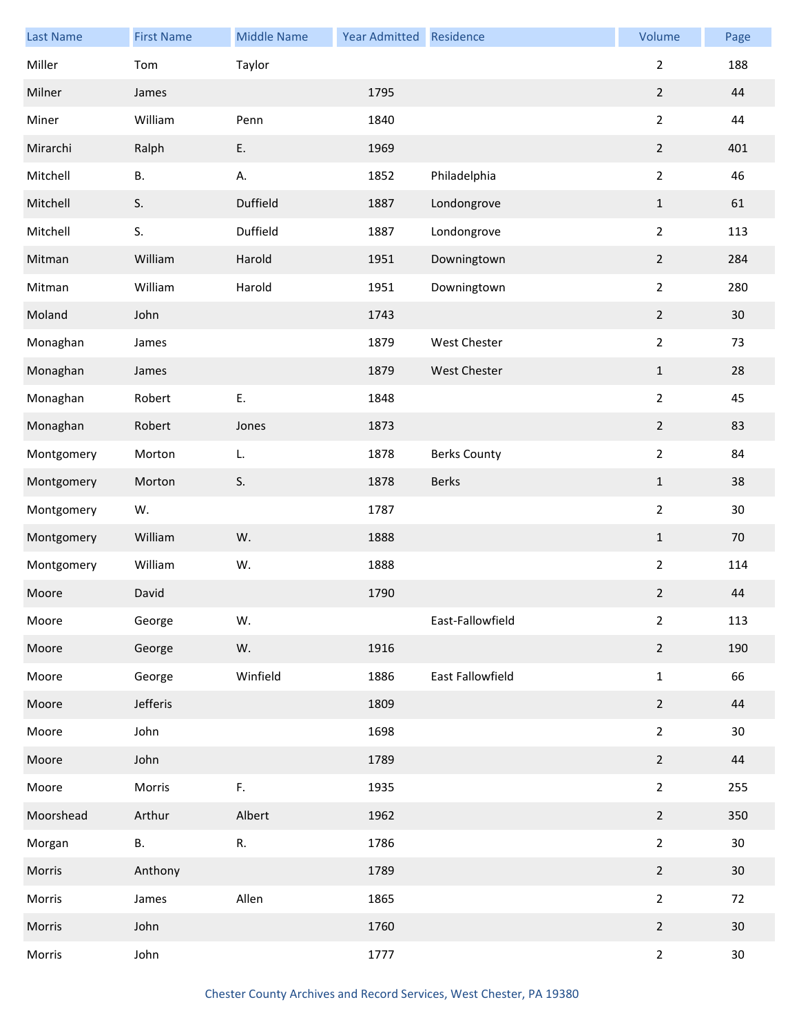| Last Name | First Name | Middle Name | Year Admitted | Residence | Volume | Page |
|---|---|---|---|---|---|---|
| Miller | Tom | Taylor | | | 2 | 188 |
| Milner | James | | 1795 | | 2 | 44 |
| Miner | William | Penn | 1840 | | 2 | 44 |
| Mirarchi | Ralph | E. | 1969 | | 2 | 401 |
| Mitchell | B. | A. | 1852 | Philadelphia | 2 | 46 |
| Mitchell | S. | Duffield | 1887 | Londongrove | 1 | 61 |
| Mitchell | S. | Duffield | 1887 | Londongrove | 2 | 113 |
| Mitman | William | Harold | 1951 | Downingtown | 2 | 284 |
| Mitman | William | Harold | 1951 | Downingtown | 2 | 280 |
| Moland | John | | 1743 | | 2 | 30 |
| Monaghan | James | | 1879 | West Chester | 2 | 73 |
| Monaghan | James | | 1879 | West Chester | 1 | 28 |
| Monaghan | Robert | E. | 1848 | | 2 | 45 |
| Monaghan | Robert | Jones | 1873 | | 2 | 83 |
| Montgomery | Morton | L. | 1878 | Berks County | 2 | 84 |
| Montgomery | Morton | S. | 1878 | Berks | 1 | 38 |
| Montgomery | W. | | 1787 | | 2 | 30 |
| Montgomery | William | W. | 1888 | | 1 | 70 |
| Montgomery | William | W. | 1888 | | 2 | 114 |
| Moore | David | | 1790 | | 2 | 44 |
| Moore | George | W. | | East-Fallowfield | 2 | 113 |
| Moore | George | W. | 1916 | | 2 | 190 |
| Moore | George | Winfield | 1886 | East Fallowfield | 1 | 66 |
| Moore | Jefferis | | 1809 | | 2 | 44 |
| Moore | John | | 1698 | | 2 | 30 |
| Moore | John | | 1789 | | 2 | 44 |
| Moore | Morris | F. | 1935 | | 2 | 255 |
| Moorshead | Arthur | Albert | 1962 | | 2 | 350 |
| Morgan | B. | R. | 1786 | | 2 | 30 |
| Morris | Anthony | | 1789 | | 2 | 30 |
| Morris | James | Allen | 1865 | | 2 | 72 |
| Morris | John | | 1760 | | 2 | 30 |
| Morris | John | | 1777 | | 2 | 30 |

Chester County Archives and Record Services, West Chester, PA 19380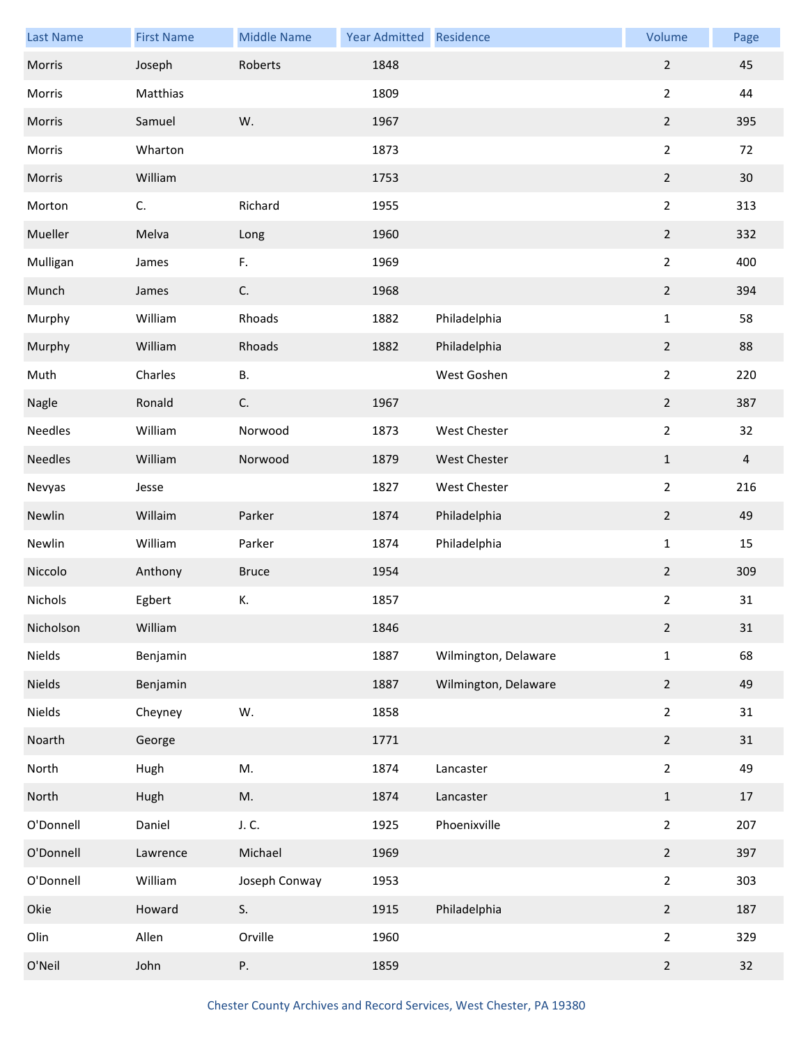| Last Name | First Name | Middle Name | Year Admitted | Residence | Volume | Page |
|---|---|---|---|---|---|---|
| Morris | Joseph | Roberts | 1848 | | 2 | 45 |
| Morris | Matthias | | 1809 | | 2 | 44 |
| Morris | Samuel | W. | 1967 | | 2 | 395 |
| Morris | Wharton | | 1873 | | 2 | 72 |
| Morris | William | | 1753 | | 2 | 30 |
| Morton | C. | Richard | 1955 | | 2 | 313 |
| Mueller | Melva | Long | 1960 | | 2 | 332 |
| Mulligan | James | F. | 1969 | | 2 | 400 |
| Munch | James | C. | 1968 | | 2 | 394 |
| Murphy | William | Rhoads | 1882 | Philadelphia | 1 | 58 |
| Murphy | William | Rhoads | 1882 | Philadelphia | 2 | 88 |
| Muth | Charles | B. | | West Goshen | 2 | 220 |
| Nagle | Ronald | C. | 1967 | | 2 | 387 |
| Needles | William | Norwood | 1873 | West Chester | 2 | 32 |
| Needles | William | Norwood | 1879 | West Chester | 1 | 4 |
| Nevyas | Jesse | | 1827 | West Chester | 2 | 216 |
| Newlin | Willaim | Parker | 1874 | Philadelphia | 2 | 49 |
| Newlin | William | Parker | 1874 | Philadelphia | 1 | 15 |
| Niccolo | Anthony | Bruce | 1954 | | 2 | 309 |
| Nichols | Egbert | K. | 1857 | | 2 | 31 |
| Nicholson | William | | 1846 | | 2 | 31 |
| Nields | Benjamin | | 1887 | Wilmington, Delaware | 1 | 68 |
| Nields | Benjamin | | 1887 | Wilmington, Delaware | 2 | 49 |
| Nields | Cheyney | W. | 1858 | | 2 | 31 |
| Noarth | George | | 1771 | | 2 | 31 |
| North | Hugh | M. | 1874 | Lancaster | 2 | 49 |
| North | Hugh | M. | 1874 | Lancaster | 1 | 17 |
| O'Donnell | Daniel | J. C. | 1925 | Phoenixville | 2 | 207 |
| O'Donnell | Lawrence | Michael | 1969 | | 2 | 397 |
| O'Donnell | William | Joseph Conway | 1953 | | 2 | 303 |
| Okie | Howard | S. | 1915 | Philadelphia | 2 | 187 |
| Olin | Allen | Orville | 1960 | | 2 | 329 |
| O'Neil | John | P. | 1859 | | 2 | 32 |

Chester County Archives and Record Services, West Chester, PA 19380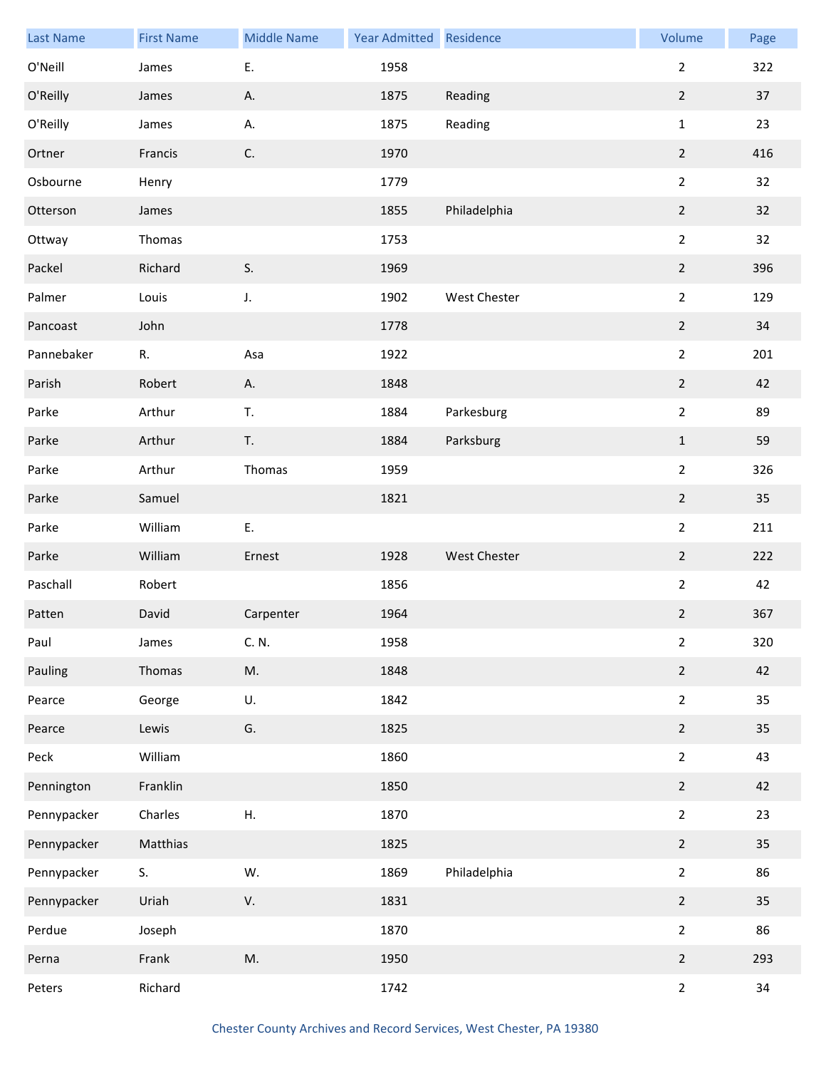| Last Name | First Name | Middle Name | Year Admitted | Residence | Volume | Page |
|---|---|---|---|---|---|---|
| O'Neill | James | E. | 1958 | | 2 | 322 |
| O'Reilly | James | A. | 1875 | Reading | 2 | 37 |
| O'Reilly | James | A. | 1875 | Reading | 1 | 23 |
| Ortner | Francis | C. | 1970 | | 2 | 416 |
| Osbourne | Henry | | 1779 | | 2 | 32 |
| Otterson | James | | 1855 | Philadelphia | 2 | 32 |
| Ottway | Thomas | | 1753 | | 2 | 32 |
| Packel | Richard | S. | 1969 | | 2 | 396 |
| Palmer | Louis | J. | 1902 | West Chester | 2 | 129 |
| Pancoast | John | | 1778 | | 2 | 34 |
| Pannebaker | R. | Asa | 1922 | | 2 | 201 |
| Parish | Robert | A. | 1848 | | 2 | 42 |
| Parke | Arthur | T. | 1884 | Parkesburg | 2 | 89 |
| Parke | Arthur | T. | 1884 | Parksburg | 1 | 59 |
| Parke | Arthur | Thomas | 1959 | | 2 | 326 |
| Parke | Samuel | | 1821 | | 2 | 35 |
| Parke | William | E. | | | 2 | 211 |
| Parke | William | Ernest | 1928 | West Chester | 2 | 222 |
| Paschall | Robert | | 1856 | | 2 | 42 |
| Patten | David | Carpenter | 1964 | | 2 | 367 |
| Paul | James | C. N. | 1958 | | 2 | 320 |
| Pauling | Thomas | M. | 1848 | | 2 | 42 |
| Pearce | George | U. | 1842 | | 2 | 35 |
| Pearce | Lewis | G. | 1825 | | 2 | 35 |
| Peck | William | | 1860 | | 2 | 43 |
| Pennington | Franklin | | 1850 | | 2 | 42 |
| Pennypacker | Charles | H. | 1870 | | 2 | 23 |
| Pennypacker | Matthias | | 1825 | | 2 | 35 |
| Pennypacker | S. | W. | 1869 | Philadelphia | 2 | 86 |
| Pennypacker | Uriah | V. | 1831 | | 2 | 35 |
| Perdue | Joseph | | 1870 | | 2 | 86 |
| Perna | Frank | M. | 1950 | | 2 | 293 |
| Peters | Richard | | 1742 | | 2 | 34 |

Chester County Archives and Record Services, West Chester, PA 19380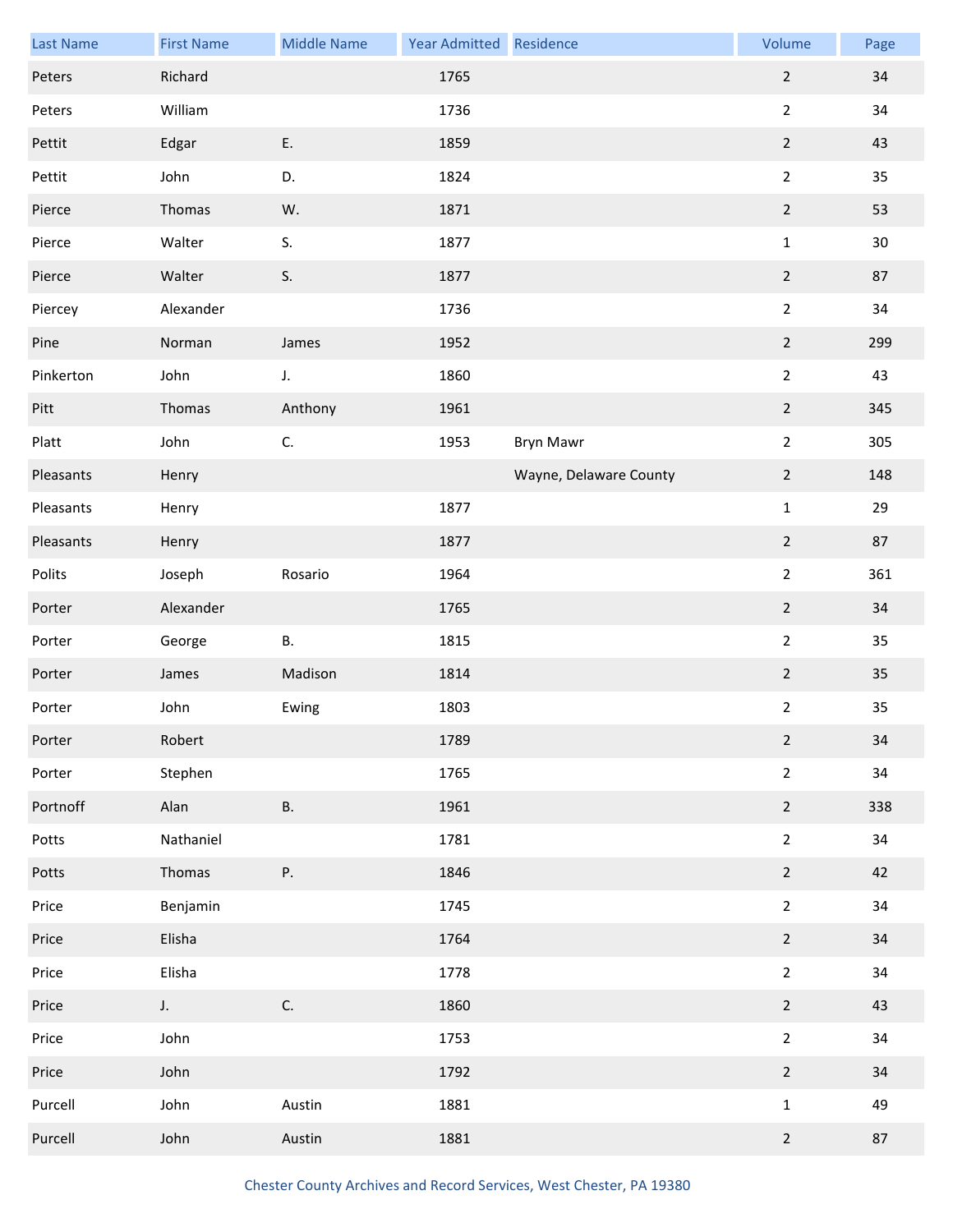| Last Name | First Name | Middle Name | Year Admitted | Residence | Volume | Page |
|---|---|---|---|---|---|---|
| Peters | Richard | | 1765 | | 2 | 34 |
| Peters | William | | 1736 | | 2 | 34 |
| Pettit | Edgar | E. | 1859 | | 2 | 43 |
| Pettit | John | D. | 1824 | | 2 | 35 |
| Pierce | Thomas | W. | 1871 | | 2 | 53 |
| Pierce | Walter | S. | 1877 | | 1 | 30 |
| Pierce | Walter | S. | 1877 | | 2 | 87 |
| Piercey | Alexander | | 1736 | | 2 | 34 |
| Pine | Norman | James | 1952 | | 2 | 299 |
| Pinkerton | John | J. | 1860 | | 2 | 43 |
| Pitt | Thomas | Anthony | 1961 | | 2 | 345 |
| Platt | John | C. | 1953 | Bryn Mawr | 2 | 305 |
| Pleasants | Henry | | | Wayne, Delaware County | 2 | 148 |
| Pleasants | Henry | | 1877 | | 1 | 29 |
| Pleasants | Henry | | 1877 | | 2 | 87 |
| Polits | Joseph | Rosario | 1964 | | 2 | 361 |
| Porter | Alexander | | 1765 | | 2 | 34 |
| Porter | George | B. | 1815 | | 2 | 35 |
| Porter | James | Madison | 1814 | | 2 | 35 |
| Porter | John | Ewing | 1803 | | 2 | 35 |
| Porter | Robert | | 1789 | | 2 | 34 |
| Porter | Stephen | | 1765 | | 2 | 34 |
| Portnoff | Alan | B. | 1961 | | 2 | 338 |
| Potts | Nathaniel | | 1781 | | 2 | 34 |
| Potts | Thomas | P. | 1846 | | 2 | 42 |
| Price | Benjamin | | 1745 | | 2 | 34 |
| Price | Elisha | | 1764 | | 2 | 34 |
| Price | Elisha | | 1778 | | 2 | 34 |
| Price | J. | C. | 1860 | | 2 | 43 |
| Price | John | | 1753 | | 2 | 34 |
| Price | John | | 1792 | | 2 | 34 |
| Purcell | John | Austin | 1881 | | 1 | 49 |
| Purcell | John | Austin | 1881 | | 2 | 87 |

Chester County Archives and Record Services, West Chester, PA 19380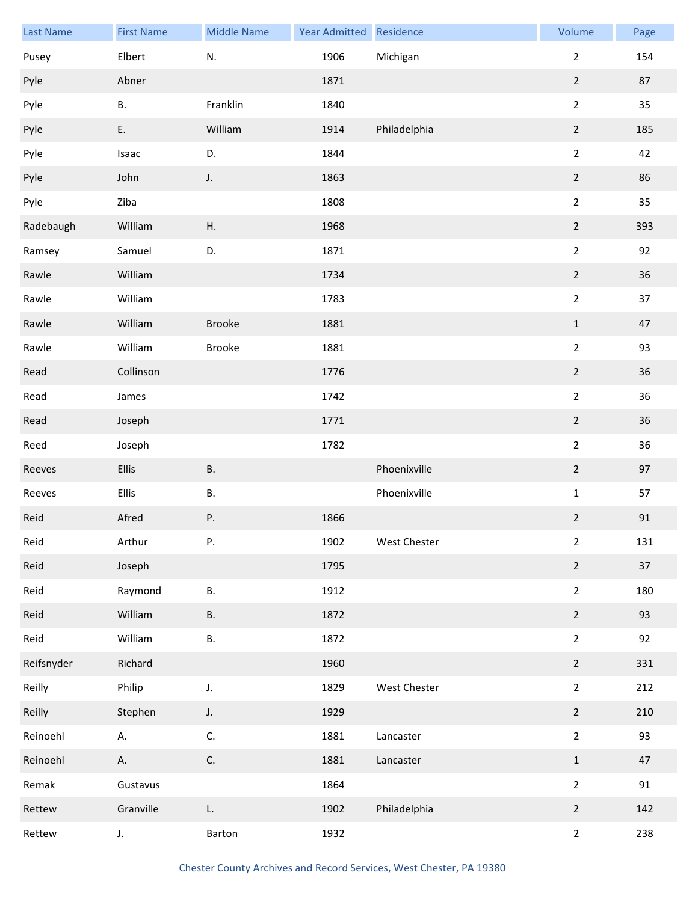| Last Name | First Name | Middle Name | Year Admitted | Residence | Volume | Page |
|---|---|---|---|---|---|---|
| Pusey | Elbert | N. | 1906 | Michigan | 2 | 154 |
| Pyle | Abner | | 1871 | | 2 | 87 |
| Pyle | B. | Franklin | 1840 | | 2 | 35 |
| Pyle | E. | William | 1914 | Philadelphia | 2 | 185 |
| Pyle | Isaac | D. | 1844 | | 2 | 42 |
| Pyle | John | J. | 1863 | | 2 | 86 |
| Pyle | Ziba | | 1808 | | 2 | 35 |
| Radebaugh | William | H. | 1968 | | 2 | 393 |
| Ramsey | Samuel | D. | 1871 | | 2 | 92 |
| Rawle | William | | 1734 | | 2 | 36 |
| Rawle | William | | 1783 | | 2 | 37 |
| Rawle | William | Brooke | 1881 | | 1 | 47 |
| Rawle | William | Brooke | 1881 | | 2 | 93 |
| Read | Collinson | | 1776 | | 2 | 36 |
| Read | James | | 1742 | | 2 | 36 |
| Read | Joseph | | 1771 | | 2 | 36 |
| Reed | Joseph | | 1782 | | 2 | 36 |
| Reeves | Ellis | B. | | Phoenixville | 2 | 97 |
| Reeves | Ellis | B. | | Phoenixville | 1 | 57 |
| Reid | Afred | P. | 1866 | | 2 | 91 |
| Reid | Arthur | P. | 1902 | West Chester | 2 | 131 |
| Reid | Joseph | | 1795 | | 2 | 37 |
| Reid | Raymond | B. | 1912 | | 2 | 180 |
| Reid | William | B. | 1872 | | 2 | 93 |
| Reid | William | B. | 1872 | | 2 | 92 |
| Reifsnyder | Richard | | 1960 | | 2 | 331 |
| Reilly | Philip | J. | 1829 | West Chester | 2 | 212 |
| Reilly | Stephen | J. | 1929 | | 2 | 210 |
| Reinoehl | A. | C. | 1881 | Lancaster | 2 | 93 |
| Reinoehl | A. | C. | 1881 | Lancaster | 1 | 47 |
| Remak | Gustavus | | 1864 | | 2 | 91 |
| Rettew | Granville | L. | 1902 | Philadelphia | 2 | 142 |
| Rettew | J. | Barton | 1932 | | 2 | 238 |

Chester County Archives and Record Services, West Chester, PA 19380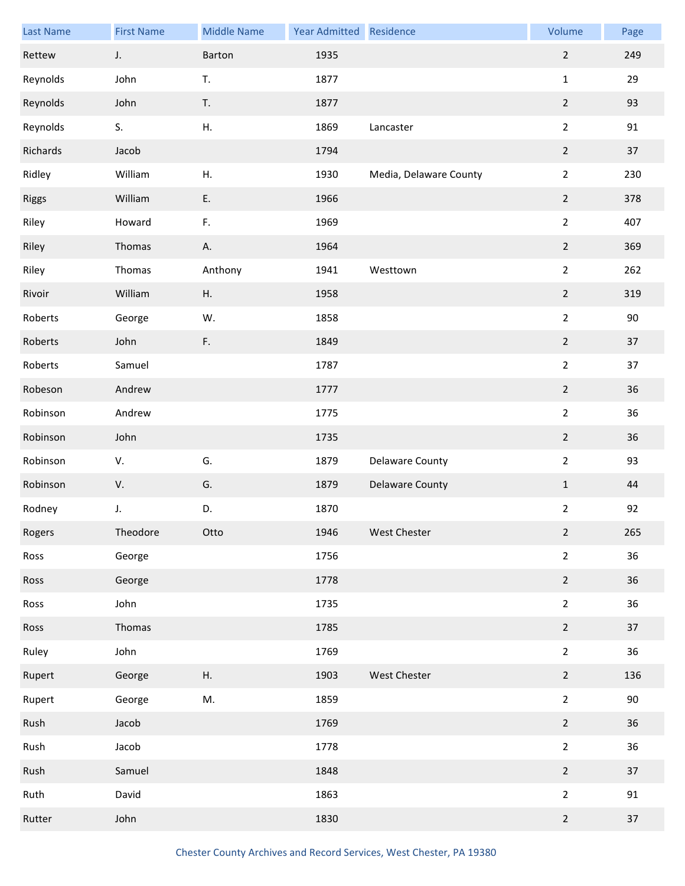| Last Name | First Name | Middle Name | Year Admitted | Residence | Volume | Page |
|---|---|---|---|---|---|---|
| Rettew | J. | Barton | 1935 | | 2 | 249 |
| Reynolds | John | T. | 1877 | | 1 | 29 |
| Reynolds | John | T. | 1877 | | 2 | 93 |
| Reynolds | S. | H. | 1869 | Lancaster | 2 | 91 |
| Richards | Jacob | | 1794 | | 2 | 37 |
| Ridley | William | H. | 1930 | Media, Delaware County | 2 | 230 |
| Riggs | William | E. | 1966 | | 2 | 378 |
| Riley | Howard | F. | 1969 | | 2 | 407 |
| Riley | Thomas | A. | 1964 | | 2 | 369 |
| Riley | Thomas | Anthony | 1941 | Westtown | 2 | 262 |
| Rivoir | William | H. | 1958 | | 2 | 319 |
| Roberts | George | W. | 1858 | | 2 | 90 |
| Roberts | John | F. | 1849 | | 2 | 37 |
| Roberts | Samuel | | 1787 | | 2 | 37 |
| Robeson | Andrew | | 1777 | | 2 | 36 |
| Robinson | Andrew | | 1775 | | 2 | 36 |
| Robinson | John | | 1735 | | 2 | 36 |
| Robinson | V. | G. | 1879 | Delaware County | 2 | 93 |
| Robinson | V. | G. | 1879 | Delaware County | 1 | 44 |
| Rodney | J. | D. | 1870 | | 2 | 92 |
| Rogers | Theodore | Otto | 1946 | West Chester | 2 | 265 |
| Ross | George | | 1756 | | 2 | 36 |
| Ross | George | | 1778 | | 2 | 36 |
| Ross | John | | 1735 | | 2 | 36 |
| Ross | Thomas | | 1785 | | 2 | 37 |
| Ruley | John | | 1769 | | 2 | 36 |
| Rupert | George | H. | 1903 | West Chester | 2 | 136 |
| Rupert | George | M. | 1859 | | 2 | 90 |
| Rush | Jacob | | 1769 | | 2 | 36 |
| Rush | Jacob | | 1778 | | 2 | 36 |
| Rush | Samuel | | 1848 | | 2 | 37 |
| Ruth | David | | 1863 | | 2 | 91 |
| Rutter | John | | 1830 | | 2 | 37 |

Chester County Archives and Record Services, West Chester, PA 19380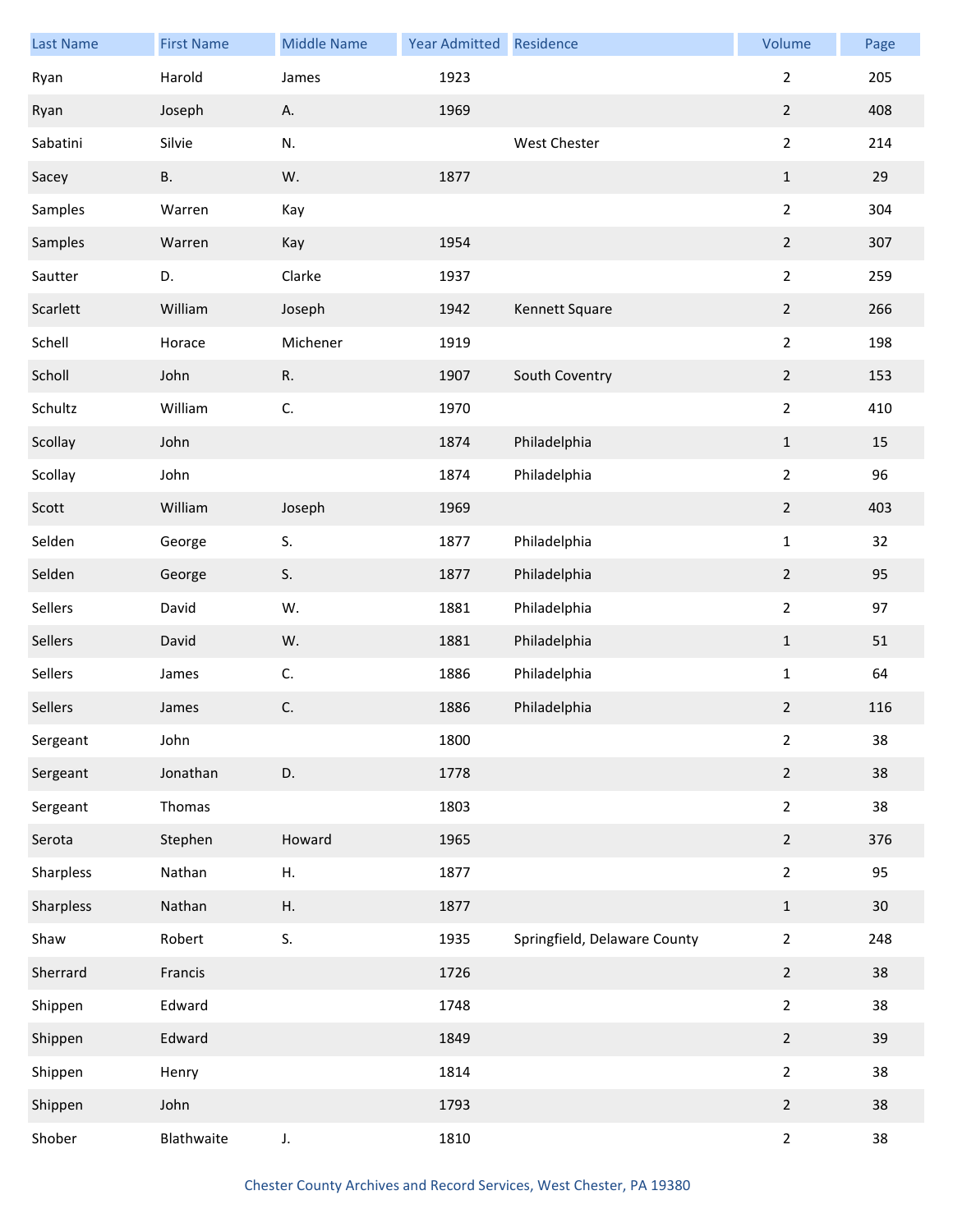| Last Name | First Name | Middle Name | Year Admitted | Residence | Volume | Page |
|---|---|---|---|---|---|---|
| Ryan | Harold | James | 1923 | | 2 | 205 |
| Ryan | Joseph | A. | 1969 | | 2 | 408 |
| Sabatini | Silvie | N. | | West Chester | 2 | 214 |
| Sacey | B. | W. | 1877 | | 1 | 29 |
| Samples | Warren | Kay | | | 2 | 304 |
| Samples | Warren | Kay | 1954 | | 2 | 307 |
| Sautter | D. | Clarke | 1937 | | 2 | 259 |
| Scarlett | William | Joseph | 1942 | Kennett Square | 2 | 266 |
| Schell | Horace | Michener | 1919 | | 2 | 198 |
| Scholl | John | R. | 1907 | South Coventry | 2 | 153 |
| Schultz | William | C. | 1970 | | 2 | 410 |
| Scollay | John | | 1874 | Philadelphia | 1 | 15 |
| Scollay | John | | 1874 | Philadelphia | 2 | 96 |
| Scott | William | Joseph | 1969 | | 2 | 403 |
| Selden | George | S. | 1877 | Philadelphia | 1 | 32 |
| Selden | George | S. | 1877 | Philadelphia | 2 | 95 |
| Sellers | David | W. | 1881 | Philadelphia | 2 | 97 |
| Sellers | David | W. | 1881 | Philadelphia | 1 | 51 |
| Sellers | James | C. | 1886 | Philadelphia | 1 | 64 |
| Sellers | James | C. | 1886 | Philadelphia | 2 | 116 |
| Sergeant | John | | 1800 | | 2 | 38 |
| Sergeant | Jonathan | D. | 1778 | | 2 | 38 |
| Sergeant | Thomas | | 1803 | | 2 | 38 |
| Serota | Stephen | Howard | 1965 | | 2 | 376 |
| Sharpless | Nathan | H. | 1877 | | 2 | 95 |
| Sharpless | Nathan | H. | 1877 | | 1 | 30 |
| Shaw | Robert | S. | 1935 | Springfield, Delaware County | 2 | 248 |
| Sherrard | Francis | | 1726 | | 2 | 38 |
| Shippen | Edward | | 1748 | | 2 | 38 |
| Shippen | Edward | | 1849 | | 2 | 39 |
| Shippen | Henry | | 1814 | | 2 | 38 |
| Shippen | John | | 1793 | | 2 | 38 |
| Shober | Blathwaite | J. | 1810 | | 2 | 38 |

Chester County Archives and Record Services, West Chester, PA 19380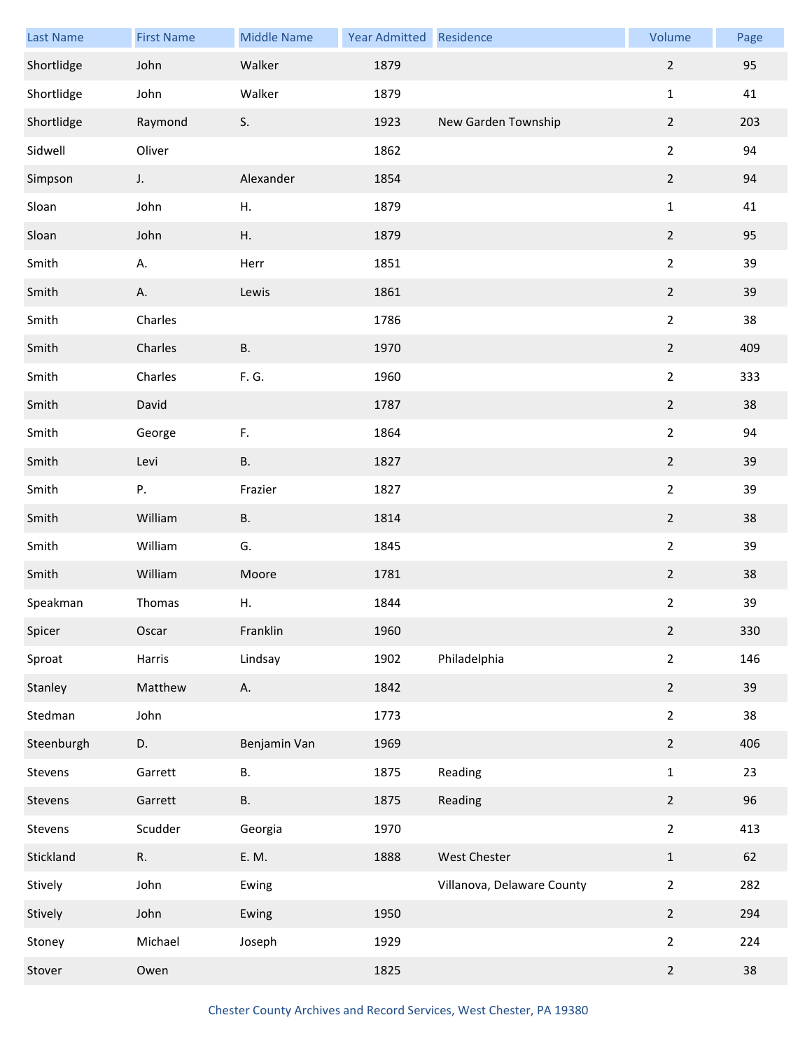| Last Name | First Name | Middle Name | Year Admitted | Residence | Volume | Page |
|---|---|---|---|---|---|---|
| Shortlidge | John | Walker | 1879 | | 2 | 95 |
| Shortlidge | John | Walker | 1879 | | 1 | 41 |
| Shortlidge | Raymond | S. | 1923 | New Garden Township | 2 | 203 |
| Sidwell | Oliver | | 1862 | | 2 | 94 |
| Simpson | J. | Alexander | 1854 | | 2 | 94 |
| Sloan | John | H. | 1879 | | 1 | 41 |
| Sloan | John | H. | 1879 | | 2 | 95 |
| Smith | A. | Herr | 1851 | | 2 | 39 |
| Smith | A. | Lewis | 1861 | | 2 | 39 |
| Smith | Charles | | 1786 | | 2 | 38 |
| Smith | Charles | B. | 1970 | | 2 | 409 |
| Smith | Charles | F. G. | 1960 | | 2 | 333 |
| Smith | David | | 1787 | | 2 | 38 |
| Smith | George | F. | 1864 | | 2 | 94 |
| Smith | Levi | B. | 1827 | | 2 | 39 |
| Smith | P. | Frazier | 1827 | | 2 | 39 |
| Smith | William | B. | 1814 | | 2 | 38 |
| Smith | William | G. | 1845 | | 2 | 39 |
| Smith | William | Moore | 1781 | | 2 | 38 |
| Speakman | Thomas | H. | 1844 | | 2 | 39 |
| Spicer | Oscar | Franklin | 1960 | | 2 | 330 |
| Sproat | Harris | Lindsay | 1902 | Philadelphia | 2 | 146 |
| Stanley | Matthew | A. | 1842 | | 2 | 39 |
| Stedman | John | | 1773 | | 2 | 38 |
| Steenburgh | D. | Benjamin Van | 1969 | | 2 | 406 |
| Stevens | Garrett | B. | 1875 | Reading | 1 | 23 |
| Stevens | Garrett | B. | 1875 | Reading | 2 | 96 |
| Stevens | Scudder | Georgia | 1970 | | 2 | 413 |
| Stickland | R. | E. M. | 1888 | West Chester | 1 | 62 |
| Stively | John | Ewing | | Villanova, Delaware County | 2 | 282 |
| Stively | John | Ewing | 1950 | | 2 | 294 |
| Stoney | Michael | Joseph | 1929 | | 2 | 224 |
| Stover | Owen | | 1825 | | 2 | 38 |

Chester County Archives and Record Services, West Chester, PA 19380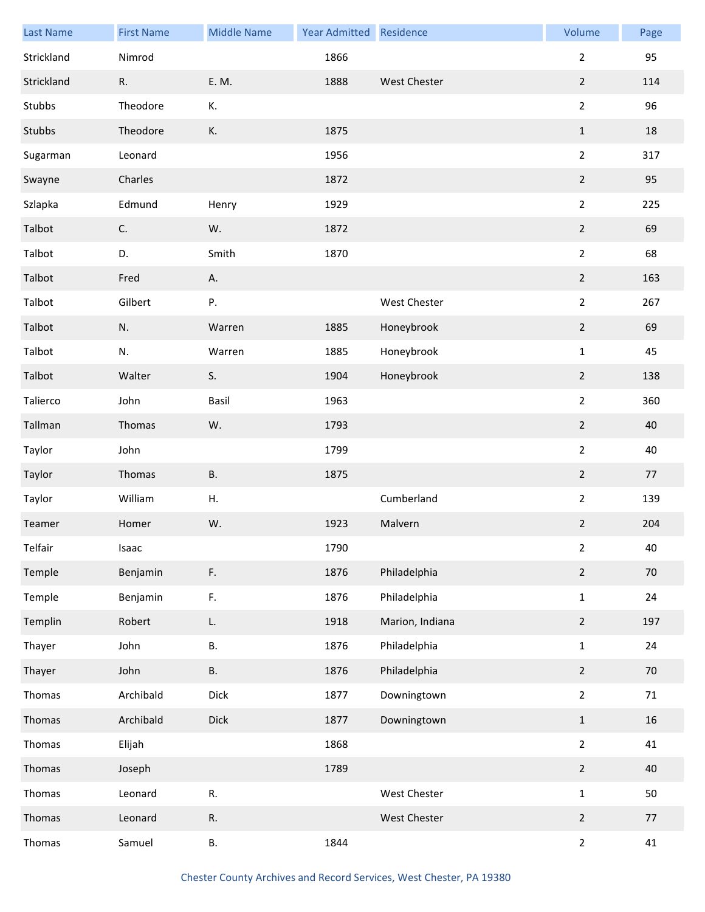| Last Name | First Name | Middle Name | Year Admitted | Residence | Volume | Page |
|---|---|---|---|---|---|---|
| Strickland | Nimrod | | 1866 | | 2 | 95 |
| Strickland | R. | E. M. | 1888 | West Chester | 2 | 114 |
| Stubbs | Theodore | K. | | | 2 | 96 |
| Stubbs | Theodore | K. | 1875 | | 1 | 18 |
| Sugarman | Leonard | | 1956 | | 2 | 317 |
| Swayne | Charles | | 1872 | | 2 | 95 |
| Szlapka | Edmund | Henry | 1929 | | 2 | 225 |
| Talbot | C. | W. | 1872 | | 2 | 69 |
| Talbot | D. | Smith | 1870 | | 2 | 68 |
| Talbot | Fred | A. | | | 2 | 163 |
| Talbot | Gilbert | P. | | West Chester | 2 | 267 |
| Talbot | N. | Warren | 1885 | Honeybrook | 2 | 69 |
| Talbot | N. | Warren | 1885 | Honeybrook | 1 | 45 |
| Talbot | Walter | S. | 1904 | Honeybrook | 2 | 138 |
| Talierco | John | Basil | 1963 | | 2 | 360 |
| Tallman | Thomas | W. | 1793 | | 2 | 40 |
| Taylor | John | | 1799 | | 2 | 40 |
| Taylor | Thomas | B. | 1875 | | 2 | 77 |
| Taylor | William | H. | | Cumberland | 2 | 139 |
| Teamer | Homer | W. | 1923 | Malvern | 2 | 204 |
| Telfair | Isaac | | 1790 | | 2 | 40 |
| Temple | Benjamin | F. | 1876 | Philadelphia | 2 | 70 |
| Temple | Benjamin | F. | 1876 | Philadelphia | 1 | 24 |
| Templin | Robert | L. | 1918 | Marion, Indiana | 2 | 197 |
| Thayer | John | B. | 1876 | Philadelphia | 1 | 24 |
| Thayer | John | B. | 1876 | Philadelphia | 2 | 70 |
| Thomas | Archibald | Dick | 1877 | Downingtown | 2 | 71 |
| Thomas | Archibald | Dick | 1877 | Downingtown | 1 | 16 |
| Thomas | Elijah | | 1868 | | 2 | 41 |
| Thomas | Joseph | | 1789 | | 2 | 40 |
| Thomas | Leonard | R. | | West Chester | 1 | 50 |
| Thomas | Leonard | R. | | West Chester | 2 | 77 |
| Thomas | Samuel | B. | 1844 | | 2 | 41 |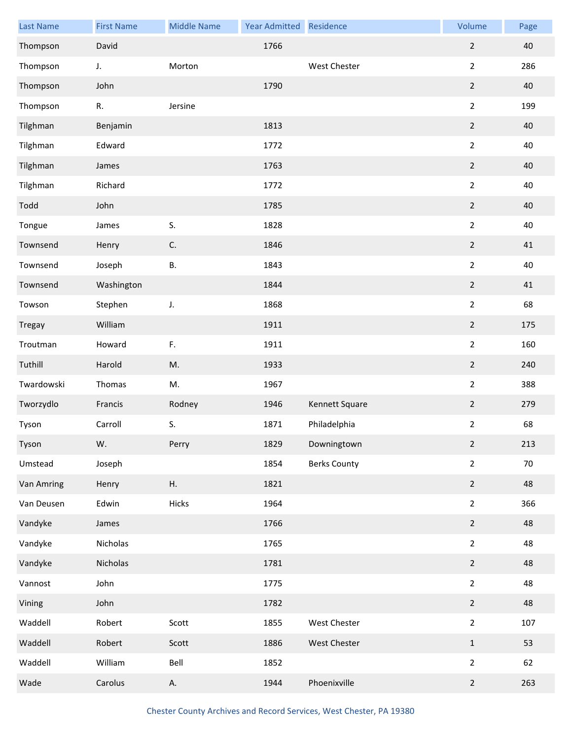| Last Name | First Name | Middle Name | Year Admitted | Residence | Volume | Page |
|---|---|---|---|---|---|---|
| Thompson | David | | 1766 | | 2 | 40 |
| Thompson | J. | Morton | | West Chester | 2 | 286 |
| Thompson | John | | 1790 | | 2 | 40 |
| Thompson | R. | Jersine | | | 2 | 199 |
| Tilghman | Benjamin | | 1813 | | 2 | 40 |
| Tilghman | Edward | | 1772 | | 2 | 40 |
| Tilghman | James | | 1763 | | 2 | 40 |
| Tilghman | Richard | | 1772 | | 2 | 40 |
| Todd | John | | 1785 | | 2 | 40 |
| Tongue | James | S. | 1828 | | 2 | 40 |
| Townsend | Henry | C. | 1846 | | 2 | 41 |
| Townsend | Joseph | B. | 1843 | | 2 | 40 |
| Townsend | Washington | | 1844 | | 2 | 41 |
| Towson | Stephen | J. | 1868 | | 2 | 68 |
| Tregay | William | | 1911 | | 2 | 175 |
| Troutman | Howard | F. | 1911 | | 2 | 160 |
| Tuthill | Harold | M. | 1933 | | 2 | 240 |
| Twardowski | Thomas | M. | 1967 | | 2 | 388 |
| Tworzydlo | Francis | Rodney | 1946 | Kennett Square | 2 | 279 |
| Tyson | Carroll | S. | 1871 | Philadelphia | 2 | 68 |
| Tyson | W. | Perry | 1829 | Downingtown | 2 | 213 |
| Umstead | Joseph | | 1854 | Berks County | 2 | 70 |
| Van Amring | Henry | H. | 1821 | | 2 | 48 |
| Van Deusen | Edwin | Hicks | 1964 | | 2 | 366 |
| Vandyke | James | | 1766 | | 2 | 48 |
| Vandyke | Nicholas | | 1765 | | 2 | 48 |
| Vandyke | Nicholas | | 1781 | | 2 | 48 |
| Vannost | John | | 1775 | | 2 | 48 |
| Vining | John | | 1782 | | 2 | 48 |
| Waddell | Robert | Scott | 1855 | West Chester | 2 | 107 |
| Waddell | Robert | Scott | 1886 | West Chester | 1 | 53 |
| Waddell | William | Bell | 1852 | | 2 | 62 |
| Wade | Carolus | A. | 1944 | Phoenixville | 2 | 263 |

Chester County Archives and Record Services, West Chester, PA 19380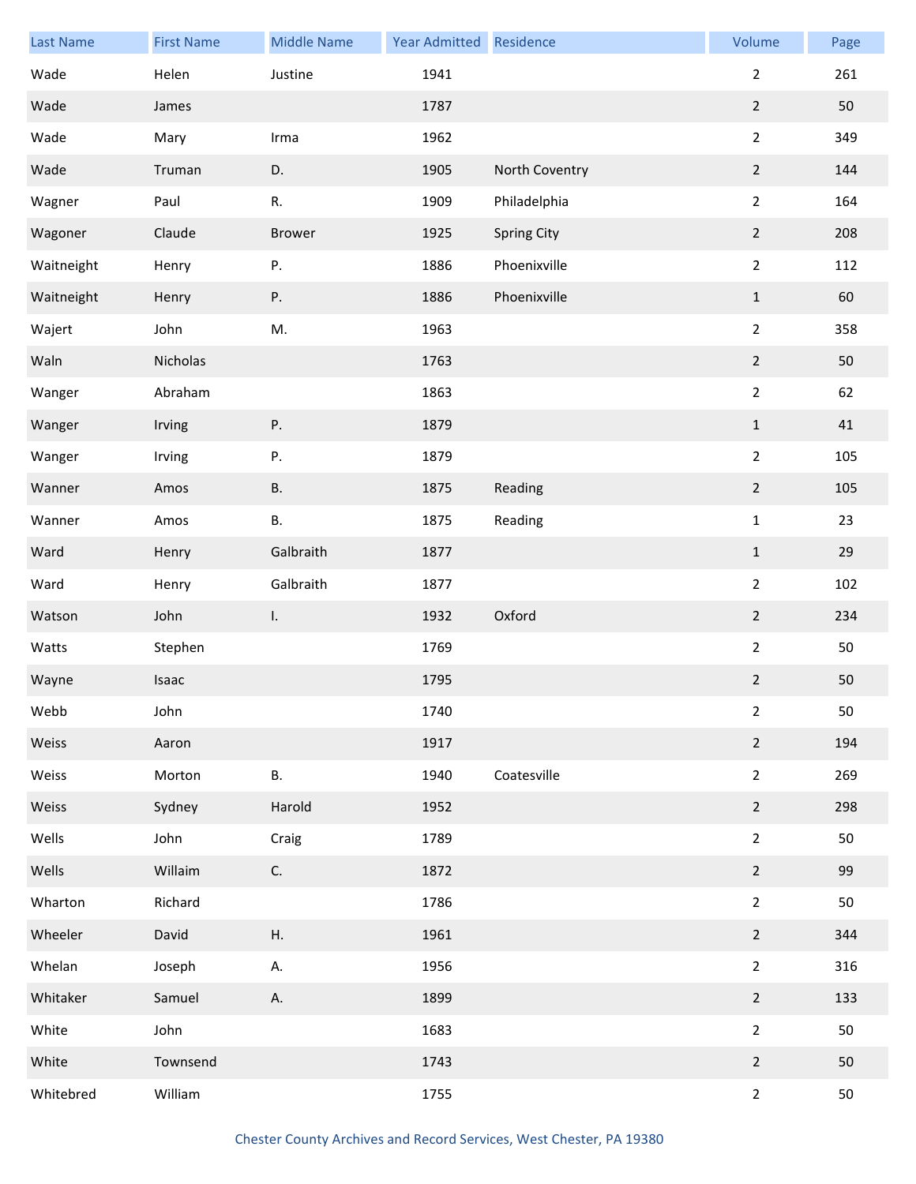| Last Name | First Name | Middle Name | Year Admitted | Residence | Volume | Page |
|---|---|---|---|---|---|---|
| Wade | Helen | Justine | 1941 | | 2 | 261 |
| Wade | James | | 1787 | | 2 | 50 |
| Wade | Mary | Irma | 1962 | | 2 | 349 |
| Wade | Truman | D. | 1905 | North Coventry | 2 | 144 |
| Wagner | Paul | R. | 1909 | Philadelphia | 2 | 164 |
| Wagoner | Claude | Brower | 1925 | Spring City | 2 | 208 |
| Waitneight | Henry | P. | 1886 | Phoenixville | 2 | 112 |
| Waitneight | Henry | P. | 1886 | Phoenixville | 1 | 60 |
| Wajert | John | M. | 1963 | | 2 | 358 |
| Waln | Nicholas | | 1763 | | 2 | 50 |
| Wanger | Abraham | | 1863 | | 2 | 62 |
| Wanger | Irving | P. | 1879 | | 1 | 41 |
| Wanger | Irving | P. | 1879 | | 2 | 105 |
| Wanner | Amos | B. | 1875 | Reading | 2 | 105 |
| Wanner | Amos | B. | 1875 | Reading | 1 | 23 |
| Ward | Henry | Galbraith | 1877 | | 1 | 29 |
| Ward | Henry | Galbraith | 1877 | | 2 | 102 |
| Watson | John | I. | 1932 | Oxford | 2 | 234 |
| Watts | Stephen | | 1769 | | 2 | 50 |
| Wayne | Isaac | | 1795 | | 2 | 50 |
| Webb | John | | 1740 | | 2 | 50 |
| Weiss | Aaron | | 1917 | | 2 | 194 |
| Weiss | Morton | B. | 1940 | Coatesville | 2 | 269 |
| Weiss | Sydney | Harold | 1952 | | 2 | 298 |
| Wells | John | Craig | 1789 | | 2 | 50 |
| Wells | Willaim | C. | 1872 | | 2 | 99 |
| Wharton | Richard | | 1786 | | 2 | 50 |
| Wheeler | David | H. | 1961 | | 2 | 344 |
| Whelan | Joseph | A. | 1956 | | 2 | 316 |
| Whitaker | Samuel | A. | 1899 | | 2 | 133 |
| White | John | | 1683 | | 2 | 50 |
| White | Townsend | | 1743 | | 2 | 50 |
| Whitebred | William | | 1755 | | 2 | 50 |

Chester County Archives and Record Services, West Chester, PA 19380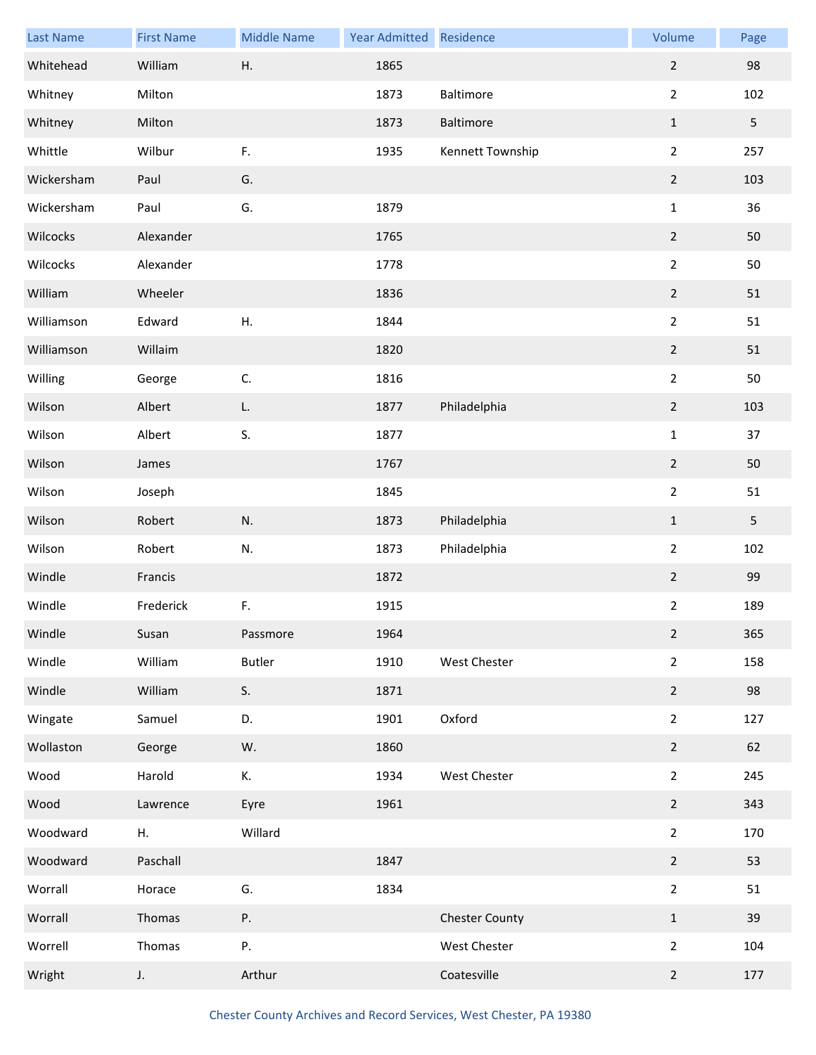| Last Name | First Name | Middle Name | Year Admitted | Residence | Volume | Page |
|---|---|---|---|---|---|---|
| Whitehead | William | H. | 1865 | | 2 | 98 |
| Whitney | Milton | | 1873 | Baltimore | 2 | 102 |
| Whitney | Milton | | 1873 | Baltimore | 1 | 5 |
| Whittle | Wilbur | F. | 1935 | Kennett Township | 2 | 257 |
| Wickersham | Paul | G. | | | 2 | 103 |
| Wickersham | Paul | G. | 1879 | | 1 | 36 |
| Wilcocks | Alexander | | 1765 | | 2 | 50 |
| Wilcocks | Alexander | | 1778 | | 2 | 50 |
| William | Wheeler | | 1836 | | 2 | 51 |
| Williamson | Edward | H. | 1844 | | 2 | 51 |
| Williamson | Willaim | | 1820 | | 2 | 51 |
| Willing | George | C. | 1816 | | 2 | 50 |
| Wilson | Albert | L. | 1877 | Philadelphia | 2 | 103 |
| Wilson | Albert | S. | 1877 | | 1 | 37 |
| Wilson | James | | 1767 | | 2 | 50 |
| Wilson | Joseph | | 1845 | | 2 | 51 |
| Wilson | Robert | N. | 1873 | Philadelphia | 1 | 5 |
| Wilson | Robert | N. | 1873 | Philadelphia | 2 | 102 |
| Windle | Francis | | 1872 | | 2 | 99 |
| Windle | Frederick | F. | 1915 | | 2 | 189 |
| Windle | Susan | Passmore | 1964 | | 2 | 365 |
| Windle | William | Butler | 1910 | West Chester | 2 | 158 |
| Windle | William | S. | 1871 | | 2 | 98 |
| Wingate | Samuel | D. | 1901 | Oxford | 2 | 127 |
| Wollaston | George | W. | 1860 | | 2 | 62 |
| Wood | Harold | K. | 1934 | West Chester | 2 | 245 |
| Wood | Lawrence | Eyre | 1961 | | 2 | 343 |
| Woodward | H. | Willard | | | 2 | 170 |
| Woodward | Paschall | | 1847 | | 2 | 53 |
| Worrall | Horace | G. | 1834 | | 2 | 51 |
| Worrall | Thomas | P. | | Chester County | 1 | 39 |
| Worrell | Thomas | P. | | West Chester | 2 | 104 |
| Wright | J. | Arthur | | Coatesville | 2 | 177 |

Chester County Archives and Record Services, West Chester, PA 19380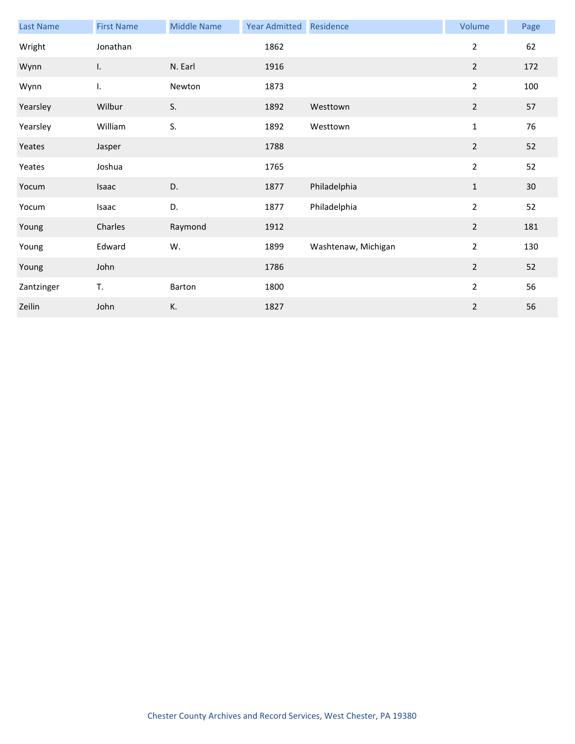| Last Name | First Name | Middle Name | Year Admitted | Residence | Volume | Page |
|---|---|---|---|---|---|---|
| Wright | Jonathan | | 1862 | | 2 | 62 |
| Wynn | I. | N. Earl | 1916 | | 2 | 172 |
| Wynn | I. | Newton | 1873 | | 2 | 100 |
| Yearsley | Wilbur | S. | 1892 | Westtown | 2 | 57 |
| Yearsley | William | S. | 1892 | Westtown | 1 | 76 |
| Yeates | Jasper | | 1788 | | 2 | 52 |
| Yeates | Joshua | | 1765 | | 2 | 52 |
| Yocum | Isaac | D. | 1877 | Philadelphia | 1 | 30 |
| Yocum | Isaac | D. | 1877 | Philadelphia | 2 | 52 |
| Young | Charles | Raymond | 1912 | | 2 | 181 |
| Young | Edward | W. | 1899 | Washtenaw, Michigan | 2 | 130 |
| Young | John | | 1786 | | 2 | 52 |
| Zantzinger | T. | Barton | 1800 | | 2 | 56 |
| Zeilin | John | K. | 1827 | | 2 | 56 |